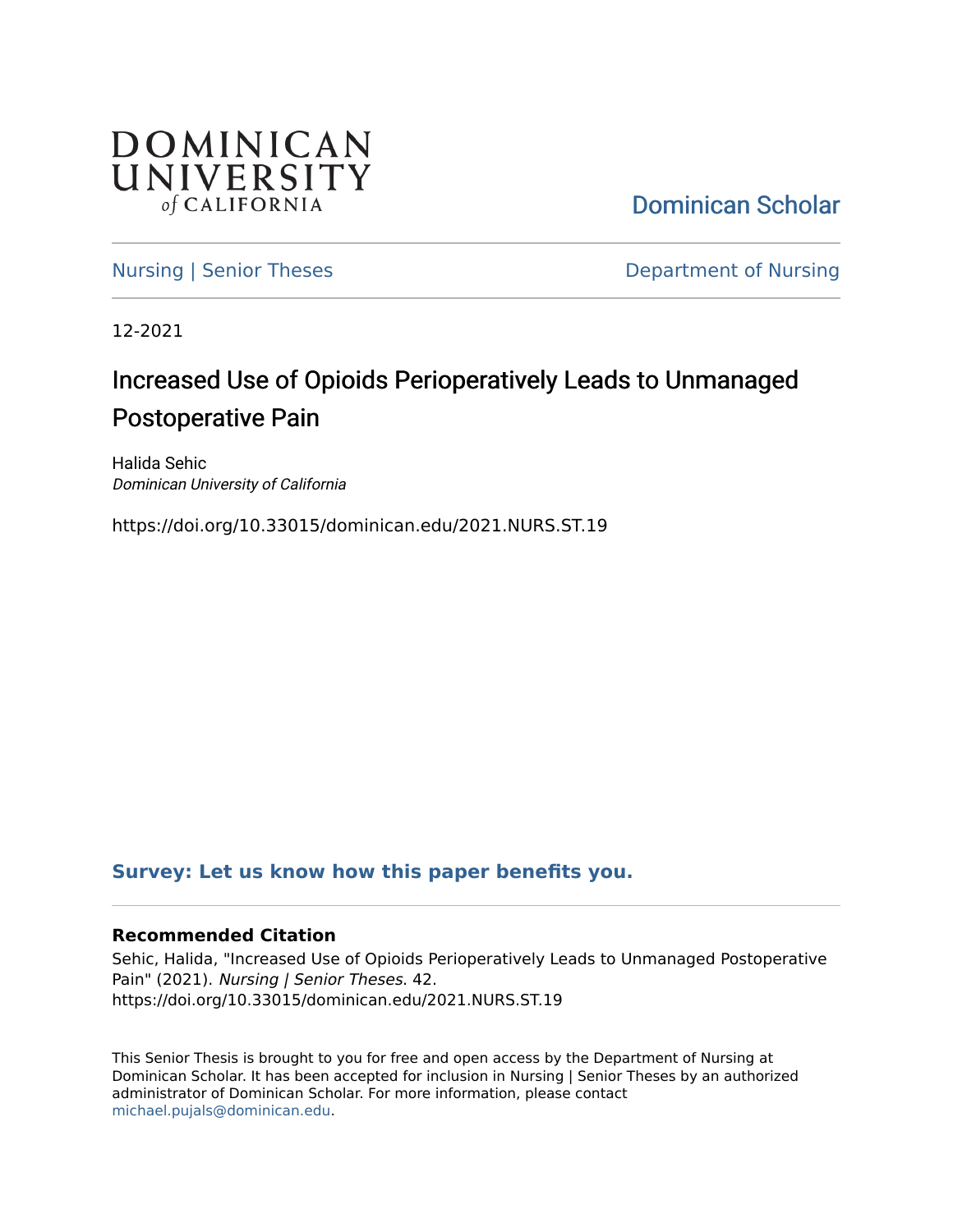DOMINICAN UNIVERSITY *of* CALIFORNIA

Dominican Scholar

Nursing | Senior Theses

Department of Nursing

12-2021

# Increased Use of Opioids Perioperatively Leads to Unmanaged Postoperative Pain

Halida Sehic
*Dominican University of California*

https://doi.org/10.33015/dominican.edu/2021.NURS.ST.19

**Survey: Let us know how this paper benefits you.**

### Recommended Citation

Sehic, Halida, "Increased Use of Opioids Perioperatively Leads to Unmanaged Postoperative Pain" (2021). *Nursing | Senior Theses*. 42.
https://doi.org/10.33015/dominican.edu/2021.NURS.ST.19

This Senior Thesis is brought to you for free and open access by the Department of Nursing at Dominican Scholar. It has been accepted for inclusion in Nursing | Senior Theses by an authorized administrator of Dominican Scholar. For more information, please contact michael.pujals@dominican.edu.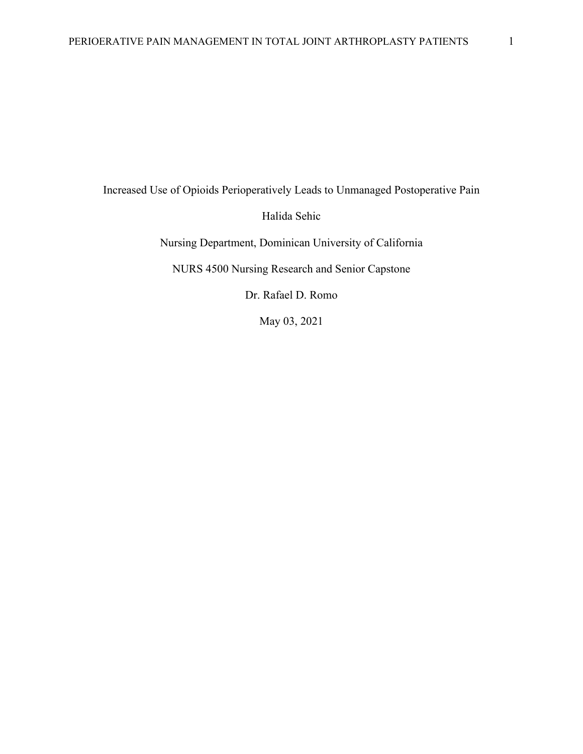# Increased Use of Opioids Perioperatively Leads to Unmanaged Postoperative Pain

Halida Sehic

Nursing Department, Dominican University of California

NURS 4500 Nursing Research and Senior Capstone

Dr. Rafael D. Romo

May 03, 2021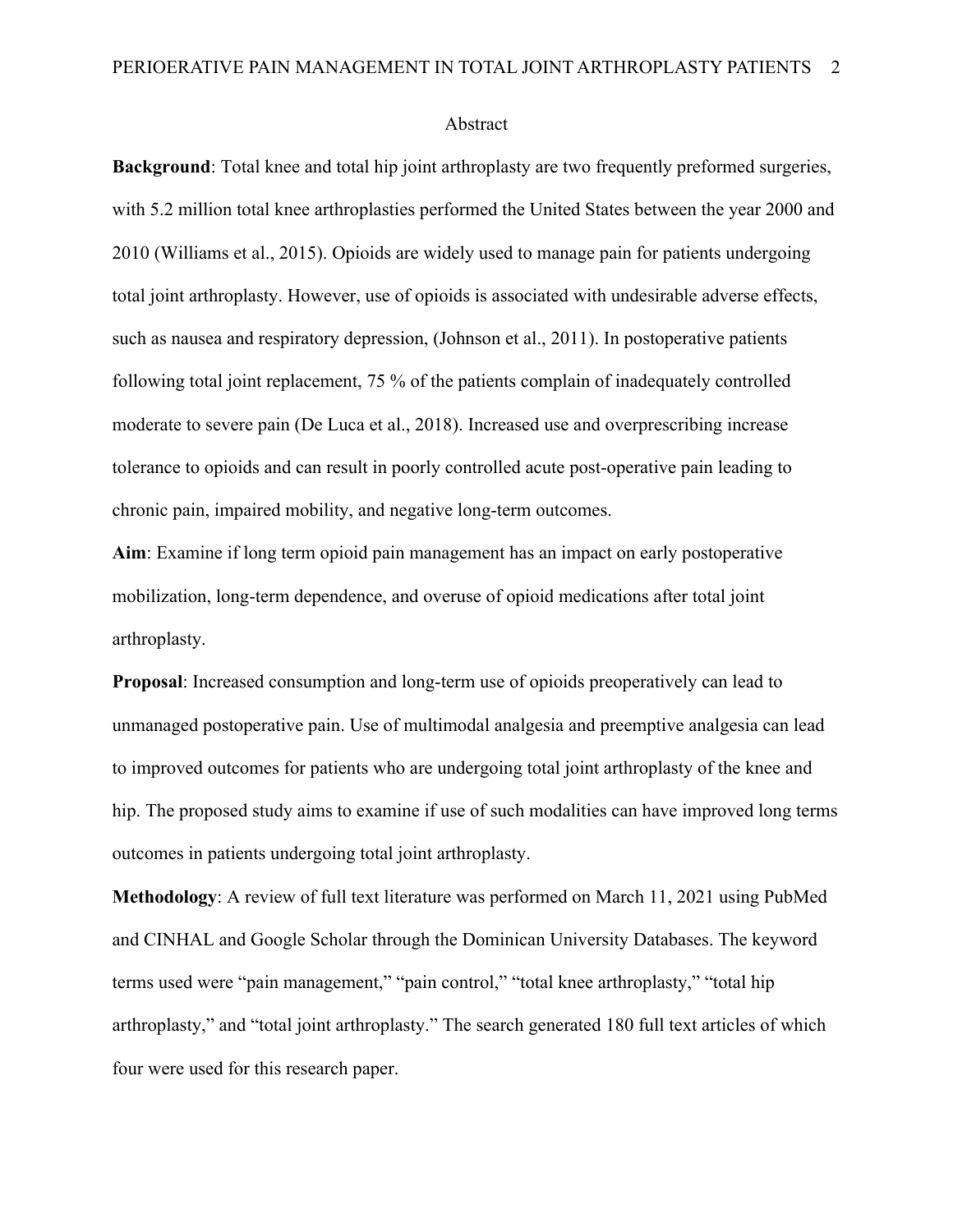## Abstract

**Background**: Total knee and total hip joint arthroplasty are two frequently preformed surgeries, with 5.2 million total knee arthroplasties performed the United States between the year 2000 and 2010 (Williams et al., 2015). Opioids are widely used to manage pain for patients undergoing total joint arthroplasty. However, use of opioids is associated with undesirable adverse effects, such as nausea and respiratory depression, (Johnson et al., 2011). In postoperative patients following total joint replacement, 75 % of the patients complain of inadequately controlled moderate to severe pain (De Luca et al., 2018). Increased use and overprescribing increase tolerance to opioids and can result in poorly controlled acute post-operative pain leading to chronic pain, impaired mobility, and negative long-term outcomes.

**Aim**: Examine if long term opioid pain management has an impact on early postoperative mobilization, long-term dependence, and overuse of opioid medications after total joint arthroplasty.

**Proposal**: Increased consumption and long-term use of opioids preoperatively can lead to unmanaged postoperative pain. Use of multimodal analgesia and preemptive analgesia can lead to improved outcomes for patients who are undergoing total joint arthroplasty of the knee and hip. The proposed study aims to examine if use of such modalities can have improved long terms outcomes in patients undergoing total joint arthroplasty.

**Methodology**: A review of full text literature was performed on March 11, 2021 using PubMed and CINHAL and Google Scholar through the Dominican University Databases. The keyword terms used were "pain management," "pain control," "total knee arthroplasty," "total hip arthroplasty," and "total joint arthroplasty." The search generated 180 full text articles of which four were used for this research paper.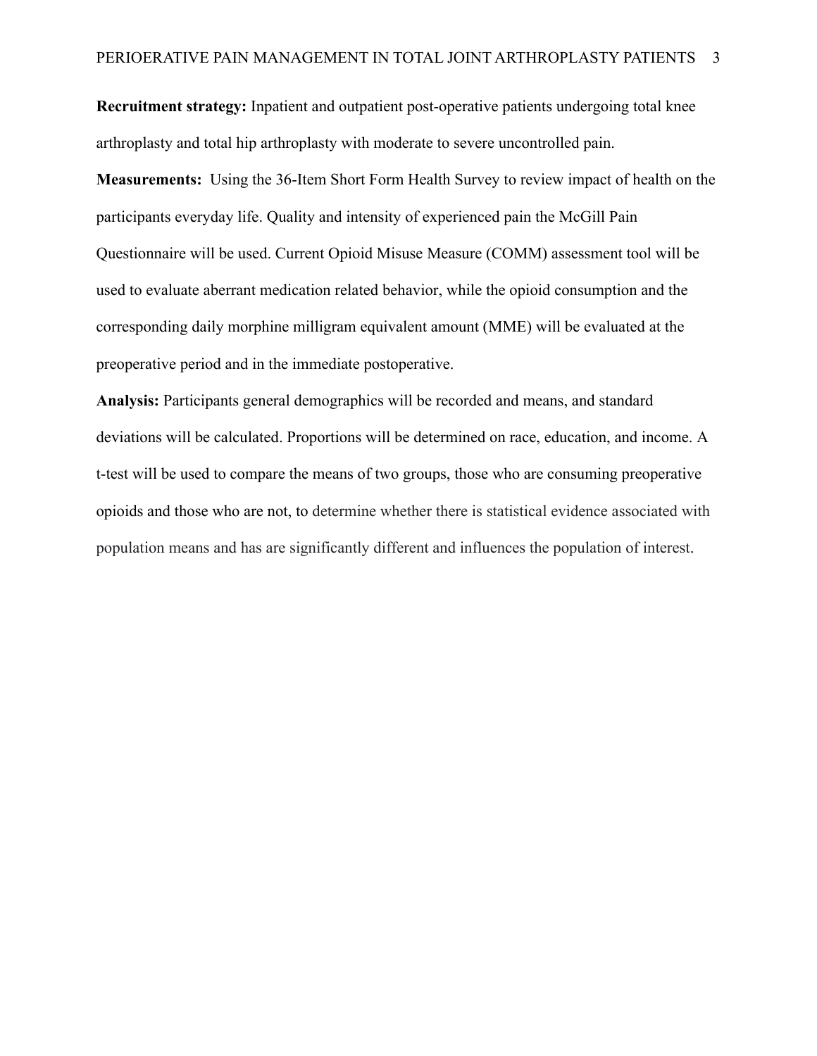**Recruitment strategy:** Inpatient and outpatient post-operative patients undergoing total knee arthroplasty and total hip arthroplasty with moderate to severe uncontrolled pain.

**Measurements:** Using the 36-Item Short Form Health Survey to review impact of health on the participants everyday life. Quality and intensity of experienced pain the McGill Pain Questionnaire will be used. Current Opioid Misuse Measure (COMM) assessment tool will be used to evaluate aberrant medication related behavior, while the opioid consumption and the corresponding daily morphine milligram equivalent amount (MME) will be evaluated at the preoperative period and in the immediate postoperative.

**Analysis:** Participants general demographics will be recorded and means, and standard deviations will be calculated. Proportions will be determined on race, education, and income. A t-test will be used to compare the means of two groups, those who are consuming preoperative opioids and those who are not, to determine whether there is statistical evidence associated with population means and has are significantly different and influences the population of interest.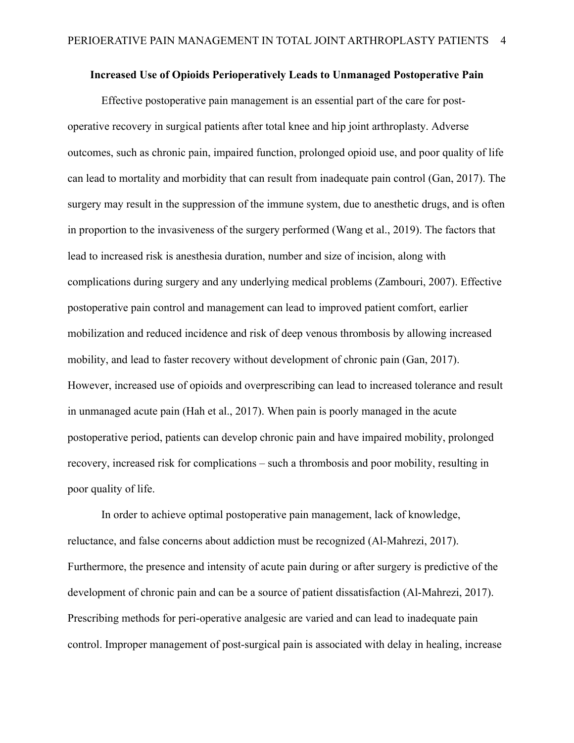## Increased Use of Opioids Perioperatively Leads to Unmanaged Postoperative Pain

Effective postoperative pain management is an essential part of the care for post-operative recovery in surgical patients after total knee and hip joint arthroplasty. Adverse outcomes, such as chronic pain, impaired function, prolonged opioid use, and poor quality of life can lead to mortality and morbidity that can result from inadequate pain control (Gan, 2017). The surgery may result in the suppression of the immune system, due to anesthetic drugs, and is often in proportion to the invasiveness of the surgery performed (Wang et al., 2019). The factors that lead to increased risk is anesthesia duration, number and size of incision, along with complications during surgery and any underlying medical problems (Zambouri, 2007). Effective postoperative pain control and management can lead to improved patient comfort, earlier mobilization and reduced incidence and risk of deep venous thrombosis by allowing increased mobility, and lead to faster recovery without development of chronic pain (Gan, 2017). However, increased use of opioids and overprescribing can lead to increased tolerance and result in unmanaged acute pain (Hah et al., 2017). When pain is poorly managed in the acute postoperative period, patients can develop chronic pain and have impaired mobility, prolonged recovery, increased risk for complications – such a thrombosis and poor mobility, resulting in poor quality of life.

In order to achieve optimal postoperative pain management, lack of knowledge, reluctance, and false concerns about addiction must be recognized (Al-Mahrezi, 2017). Furthermore, the presence and intensity of acute pain during or after surgery is predictive of the development of chronic pain and can be a source of patient dissatisfaction (Al-Mahrezi, 2017). Prescribing methods for peri-operative analgesic are varied and can lead to inadequate pain control. Improper management of post-surgical pain is associated with delay in healing, increase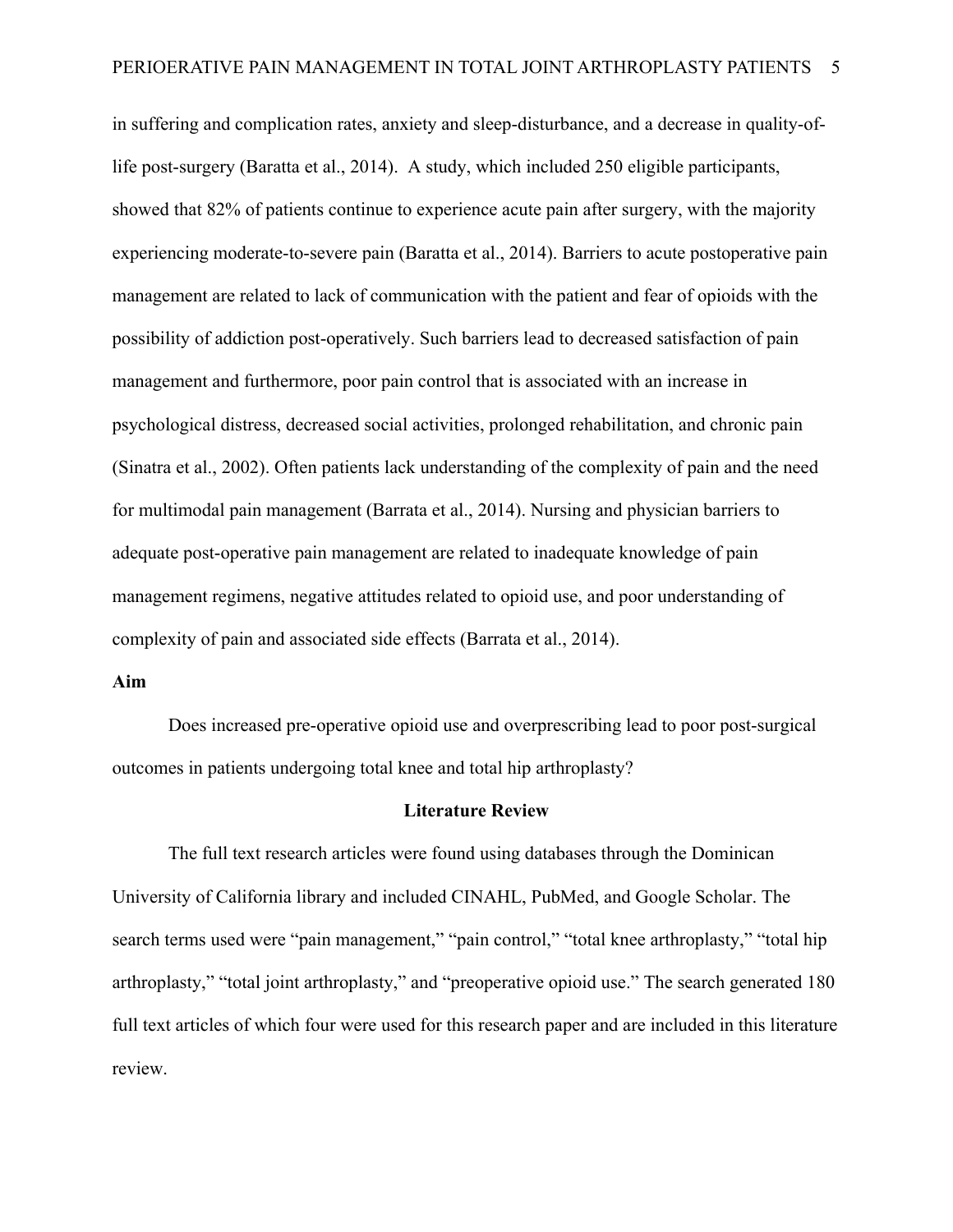in suffering and complication rates, anxiety and sleep-disturbance, and a decrease in quality-of-life post-surgery (Baratta et al., 2014). A study, which included 250 eligible participants, showed that 82% of patients continue to experience acute pain after surgery, with the majority experiencing moderate-to-severe pain (Baratta et al., 2014). Barriers to acute postoperative pain management are related to lack of communication with the patient and fear of opioids with the possibility of addiction post-operatively. Such barriers lead to decreased satisfaction of pain management and furthermore, poor pain control that is associated with an increase in psychological distress, decreased social activities, prolonged rehabilitation, and chronic pain (Sinatra et al., 2002). Often patients lack understanding of the complexity of pain and the need for multimodal pain management (Barrata et al., 2014). Nursing and physician barriers to adequate post-operative pain management are related to inadequate knowledge of pain management regimens, negative attitudes related to opioid use, and poor understanding of complexity of pain and associated side effects (Barrata et al., 2014).

**Aim**

Does increased pre-operative opioid use and overprescribing lead to poor post-surgical outcomes in patients undergoing total knee and total hip arthroplasty?

## Literature Review

The full text research articles were found using databases through the Dominican University of California library and included CINAHL, PubMed, and Google Scholar. The search terms used were "pain management," "pain control," "total knee arthroplasty," "total hip arthroplasty," "total joint arthroplasty," and "preoperative opioid use." The search generated 180 full text articles of which four were used for this research paper and are included in this literature review.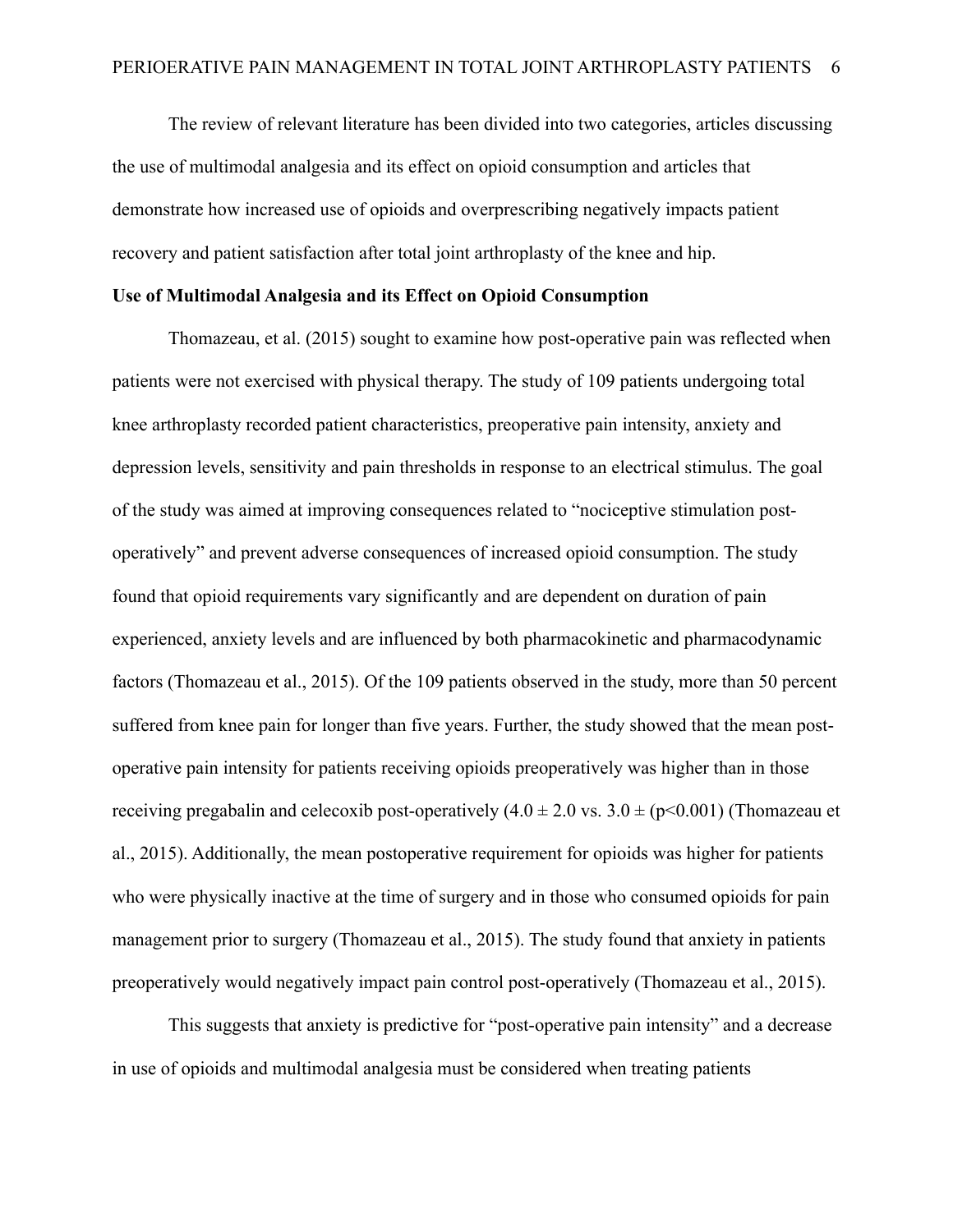The review of relevant literature has been divided into two categories, articles discussing the use of multimodal analgesia and its effect on opioid consumption and articles that demonstrate how increased use of opioids and overprescribing negatively impacts patient recovery and patient satisfaction after total joint arthroplasty of the knee and hip.

**Use of Multimodal Analgesia and its Effect on Opioid Consumption**

Thomazeau, et al. (2015) sought to examine how post-operative pain was reflected when patients were not exercised with physical therapy. The study of 109 patients undergoing total knee arthroplasty recorded patient characteristics, preoperative pain intensity, anxiety and depression levels, sensitivity and pain thresholds in response to an electrical stimulus. The goal of the study was aimed at improving consequences related to "nociceptive stimulation post-operatively" and prevent adverse consequences of increased opioid consumption. The study found that opioid requirements vary significantly and are dependent on duration of pain experienced, anxiety levels and are influenced by both pharmacokinetic and pharmacodynamic factors (Thomazeau et al., 2015). Of the 109 patients observed in the study, more than 50 percent suffered from knee pain for longer than five years. Further, the study showed that the mean post-operative pain intensity for patients receiving opioids preoperatively was higher than in those receiving pregabalin and celecoxib post-operatively ($4.0 \pm 2.0$ vs. $3.0 \pm$ ($p<0.001$) (Thomazeau et al., 2015). Additionally, the mean postoperative requirement for opioids was higher for patients who were physically inactive at the time of surgery and in those who consumed opioids for pain management prior to surgery (Thomazeau et al., 2015). The study found that anxiety in patients preoperatively would negatively impact pain control post-operatively (Thomazeau et al., 2015).

This suggests that anxiety is predictive for "post-operative pain intensity" and a decrease in use of opioids and multimodal analgesia must be considered when treating patients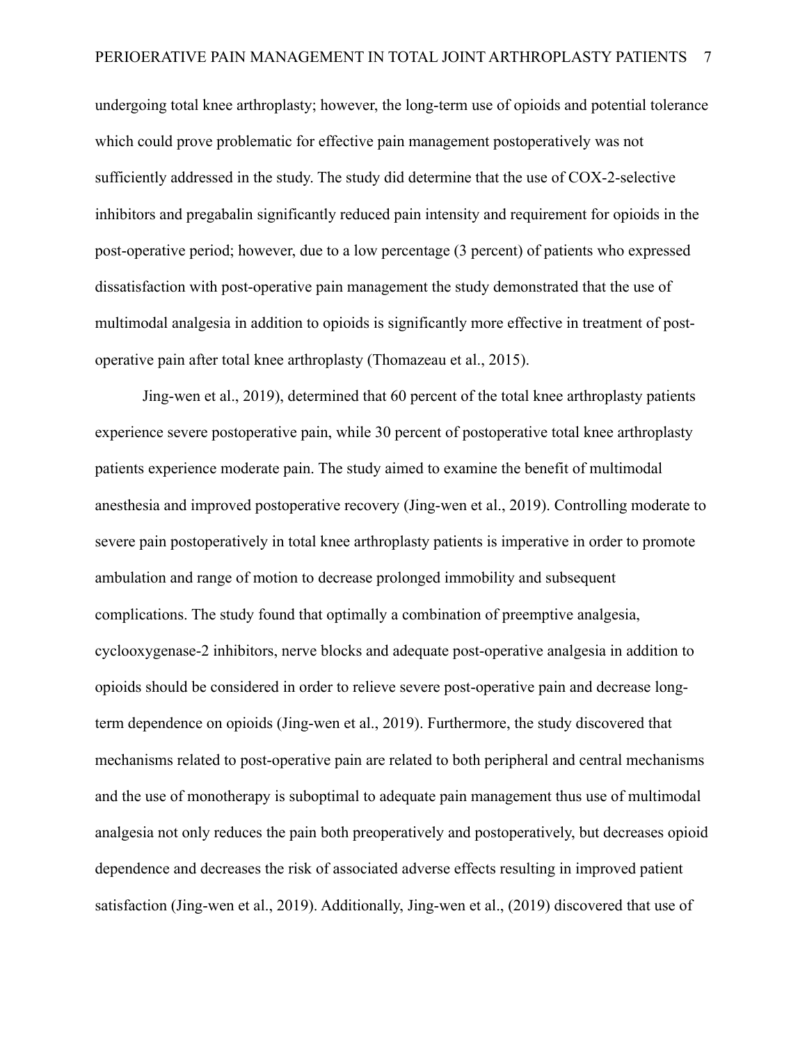undergoing total knee arthroplasty; however, the long-term use of opioids and potential tolerance which could prove problematic for effective pain management postoperatively was not sufficiently addressed in the study. The study did determine that the use of COX-2-selective inhibitors and pregabalin significantly reduced pain intensity and requirement for opioids in the post-operative period; however, due to a low percentage (3 percent) of patients who expressed dissatisfaction with post-operative pain management the study demonstrated that the use of multimodal analgesia in addition to opioids is significantly more effective in treatment of post-operative pain after total knee arthroplasty (Thomazeau et al., 2015).

Jing-wen et al., 2019), determined that 60 percent of the total knee arthroplasty patients experience severe postoperative pain, while 30 percent of postoperative total knee arthroplasty patients experience moderate pain. The study aimed to examine the benefit of multimodal anesthesia and improved postoperative recovery (Jing-wen et al., 2019). Controlling moderate to severe pain postoperatively in total knee arthroplasty patients is imperative in order to promote ambulation and range of motion to decrease prolonged immobility and subsequent complications. The study found that optimally a combination of preemptive analgesia, cyclooxygenase-2 inhibitors, nerve blocks and adequate post-operative analgesia in addition to opioids should be considered in order to relieve severe post-operative pain and decrease long-term dependence on opioids (Jing-wen et al., 2019). Furthermore, the study discovered that mechanisms related to post-operative pain are related to both peripheral and central mechanisms and the use of monotherapy is suboptimal to adequate pain management thus use of multimodal analgesia not only reduces the pain both preoperatively and postoperatively, but decreases opioid dependence and decreases the risk of associated adverse effects resulting in improved patient satisfaction (Jing-wen et al., 2019). Additionally, Jing-wen et al., (2019) discovered that use of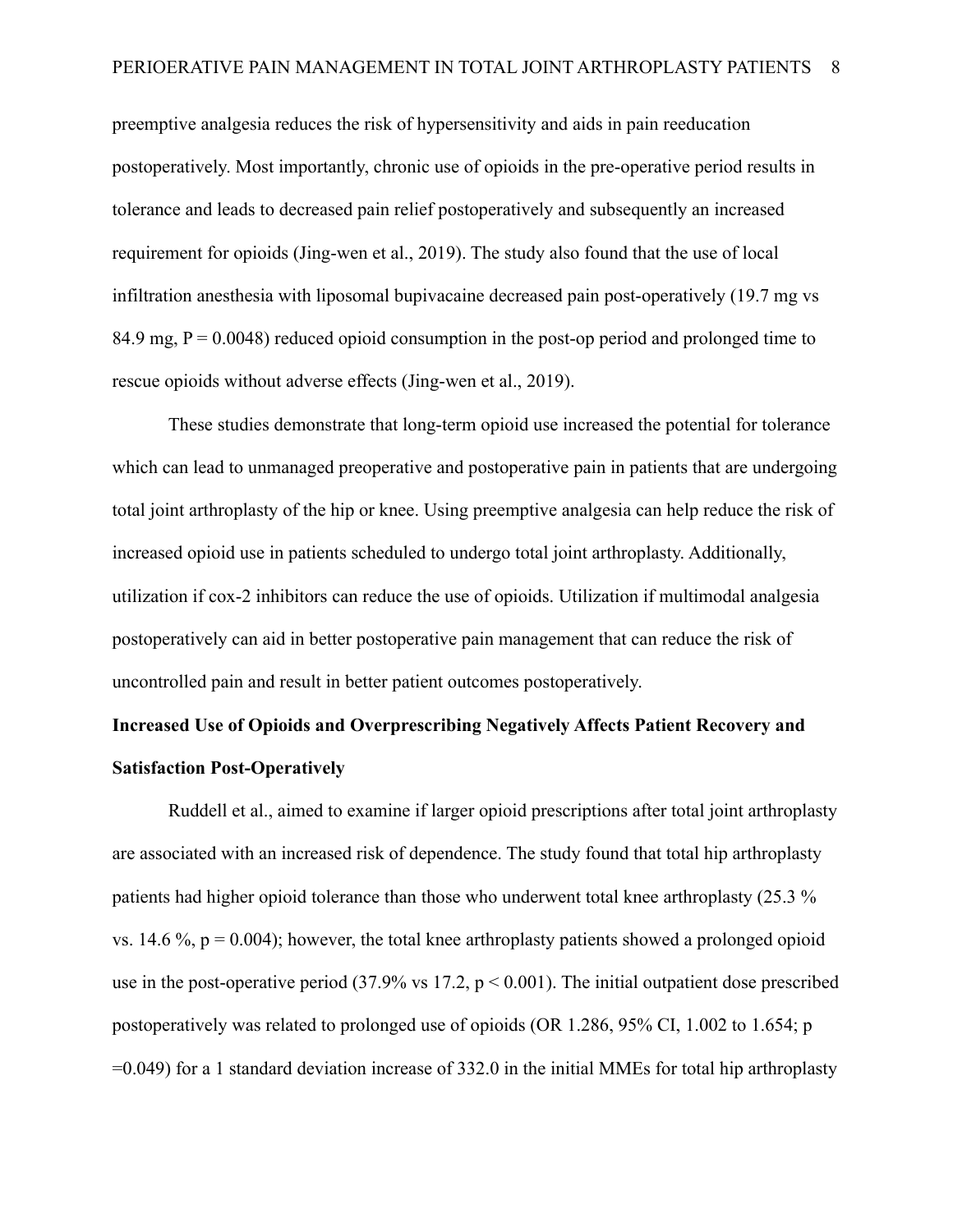preemptive analgesia reduces the risk of hypersensitivity and aids in pain reeducation postoperatively. Most importantly, chronic use of opioids in the pre-operative period results in tolerance and leads to decreased pain relief postoperatively and subsequently an increased requirement for opioids (Jing-wen et al., 2019). The study also found that the use of local infiltration anesthesia with liposomal bupivacaine decreased pain post-operatively (19.7 mg vs 84.9 mg, $P = 0.0048$) reduced opioid consumption in the post-op period and prolonged time to rescue opioids without adverse effects (Jing-wen et al., 2019).

These studies demonstrate that long-term opioid use increased the potential for tolerance which can lead to unmanaged preoperative and postoperative pain in patients that are undergoing total joint arthroplasty of the hip or knee. Using preemptive analgesia can help reduce the risk of increased opioid use in patients scheduled to undergo total joint arthroplasty. Additionally, utilization if cox-2 inhibitors can reduce the use of opioids. Utilization if multimodal analgesia postoperatively can aid in better postoperative pain management that can reduce the risk of uncontrolled pain and result in better patient outcomes postoperatively.

**Increased Use of Opioids and Overprescribing Negatively Affects Patient Recovery and Satisfaction Post-Operatively**

Ruddell et al., aimed to examine if larger opioid prescriptions after total joint arthroplasty are associated with an increased risk of dependence. The study found that total hip arthroplasty patients had higher opioid tolerance than those who underwent total knee arthroplasty (25.3 % vs. 14.6 %, $p = 0.004$); however, the total knee arthroplasty patients showed a prolonged opioid use in the post-operative period (37.9% vs 17.2, $p < 0.001$). The initial outpatient dose prescribed postoperatively was related to prolonged use of opioids (OR 1.286, 95% CI, 1.002 to 1.654; $p = 0.049$) for a 1 standard deviation increase of 332.0 in the initial MMEs for total hip arthroplasty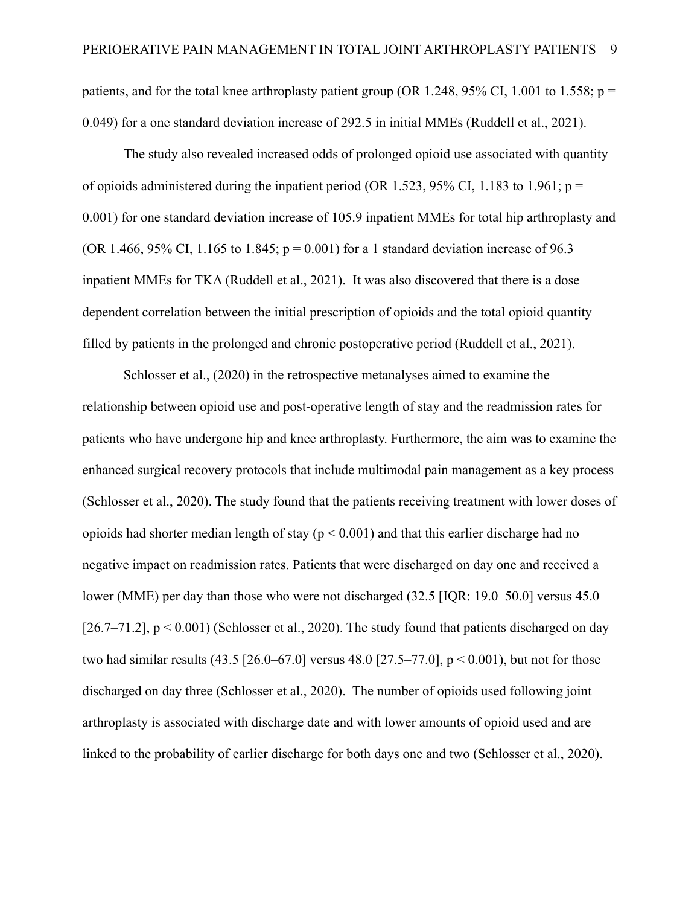patients, and for the total knee arthroplasty patient group (OR 1.248, 95% CI, 1.001 to 1.558; $p = 0.049$) for a one standard deviation increase of 292.5 in initial MMEs (Ruddell et al., 2021).

The study also revealed increased odds of prolonged opioid use associated with quantity of opioids administered during the inpatient period (OR 1.523, 95% CI, 1.183 to 1.961; $p = 0.001$) for one standard deviation increase of 105.9 inpatient MMEs for total hip arthroplasty and (OR 1.466, 95% CI, 1.165 to 1.845; $p = 0.001$) for a 1 standard deviation increase of 96.3 inpatient MMEs for TKA (Ruddell et al., 2021). It was also discovered that there is a dose dependent correlation between the initial prescription of opioids and the total opioid quantity filled by patients in the prolonged and chronic postoperative period (Ruddell et al., 2021).

Schlosser et al., (2020) in the retrospective metanalyses aimed to examine the relationship between opioid use and post-operative length of stay and the readmission rates for patients who have undergone hip and knee arthroplasty. Furthermore, the aim was to examine the enhanced surgical recovery protocols that include multimodal pain management as a key process (Schlosser et al., 2020). The study found that the patients receiving treatment with lower doses of opioids had shorter median length of stay ($p < 0.001$) and that this earlier discharge had no negative impact on readmission rates. Patients that were discharged on day one and received a lower (MME) per day than those who were not discharged (32.5 [IQR: 19.0–50.0] versus 45.0 [26.7–71.2], $p < 0.001$) (Schlosser et al., 2020). The study found that patients discharged on day two had similar results (43.5 [26.0–67.0] versus 48.0 [27.5–77.0], $p < 0.001$), but not for those discharged on day three (Schlosser et al., 2020). The number of opioids used following joint arthroplasty is associated with discharge date and with lower amounts of opioid used and are linked to the probability of earlier discharge for both days one and two (Schlosser et al., 2020).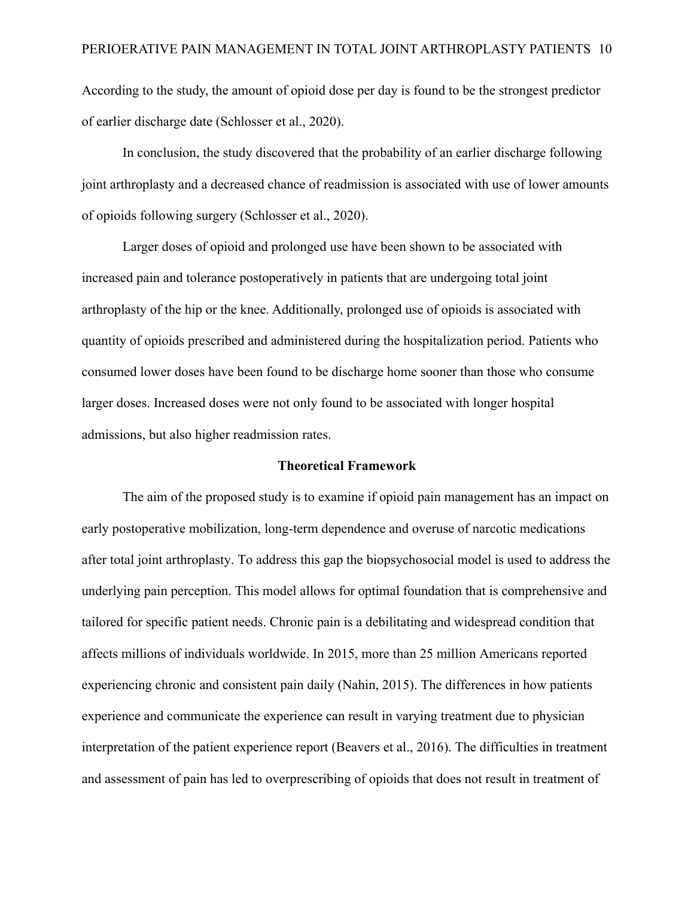According to the study, the amount of opioid dose per day is found to be the strongest predictor of earlier discharge date (Schlosser et al., 2020).

In conclusion, the study discovered that the probability of an earlier discharge following joint arthroplasty and a decreased chance of readmission is associated with use of lower amounts of opioids following surgery (Schlosser et al., 2020).

Larger doses of opioid and prolonged use have been shown to be associated with increased pain and tolerance postoperatively in patients that are undergoing total joint arthroplasty of the hip or the knee. Additionally, prolonged use of opioids is associated with quantity of opioids prescribed and administered during the hospitalization period. Patients who consumed lower doses have been found to be discharge home sooner than those who consume larger doses. Increased doses were not only found to be associated with longer hospital admissions, but also higher readmission rates.

## Theoretical Framework

The aim of the proposed study is to examine if opioid pain management has an impact on early postoperative mobilization, long-term dependence and overuse of narcotic medications after total joint arthroplasty. To address this gap the biopsychosocial model is used to address the underlying pain perception. This model allows for optimal foundation that is comprehensive and tailored for specific patient needs. Chronic pain is a debilitating and widespread condition that affects millions of individuals worldwide. In 2015, more than 25 million Americans reported experiencing chronic and consistent pain daily (Nahin, 2015). The differences in how patients experience and communicate the experience can result in varying treatment due to physician interpretation of the patient experience report (Beavers et al., 2016). The difficulties in treatment and assessment of pain has led to overprescribing of opioids that does not result in treatment of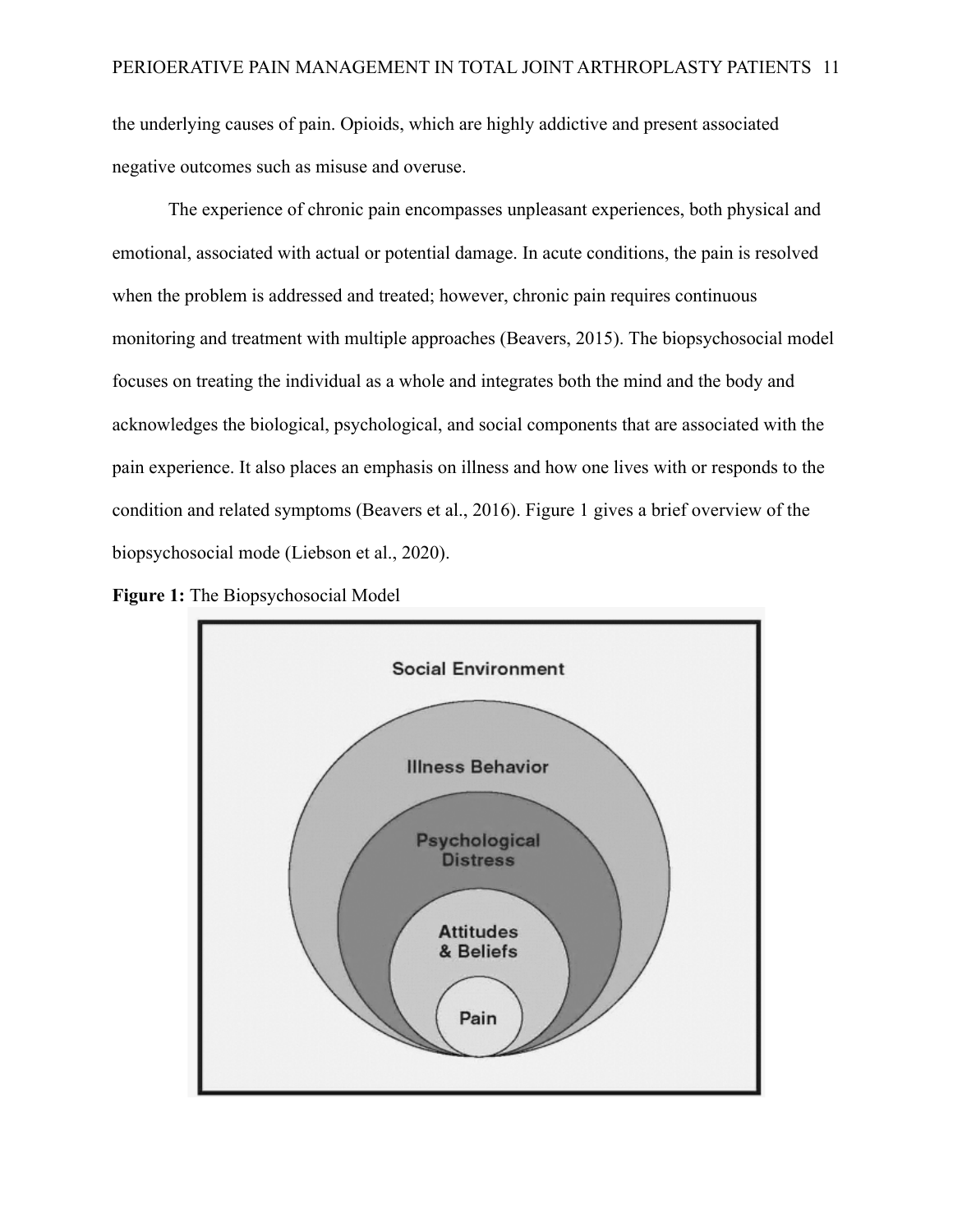the underlying causes of pain. Opioids, which are highly addictive and present associated negative outcomes such as misuse and overuse.

The experience of chronic pain encompasses unpleasant experiences, both physical and emotional, associated with actual or potential damage. In acute conditions, the pain is resolved when the problem is addressed and treated; however, chronic pain requires continuous monitoring and treatment with multiple approaches (Beavers, 2015). The biopsychosocial model focuses on treating the individual as a whole and integrates both the mind and the body and acknowledges the biological, psychological, and social components that are associated with the pain experience. It also places an emphasis on illness and how one lives with or responds to the condition and related symptoms (Beavers et al., 2016). Figure 1 gives a brief overview of the biopsychosocial mode (Liebson et al., 2020).

**Figure 1:** The Biopsychosocial Model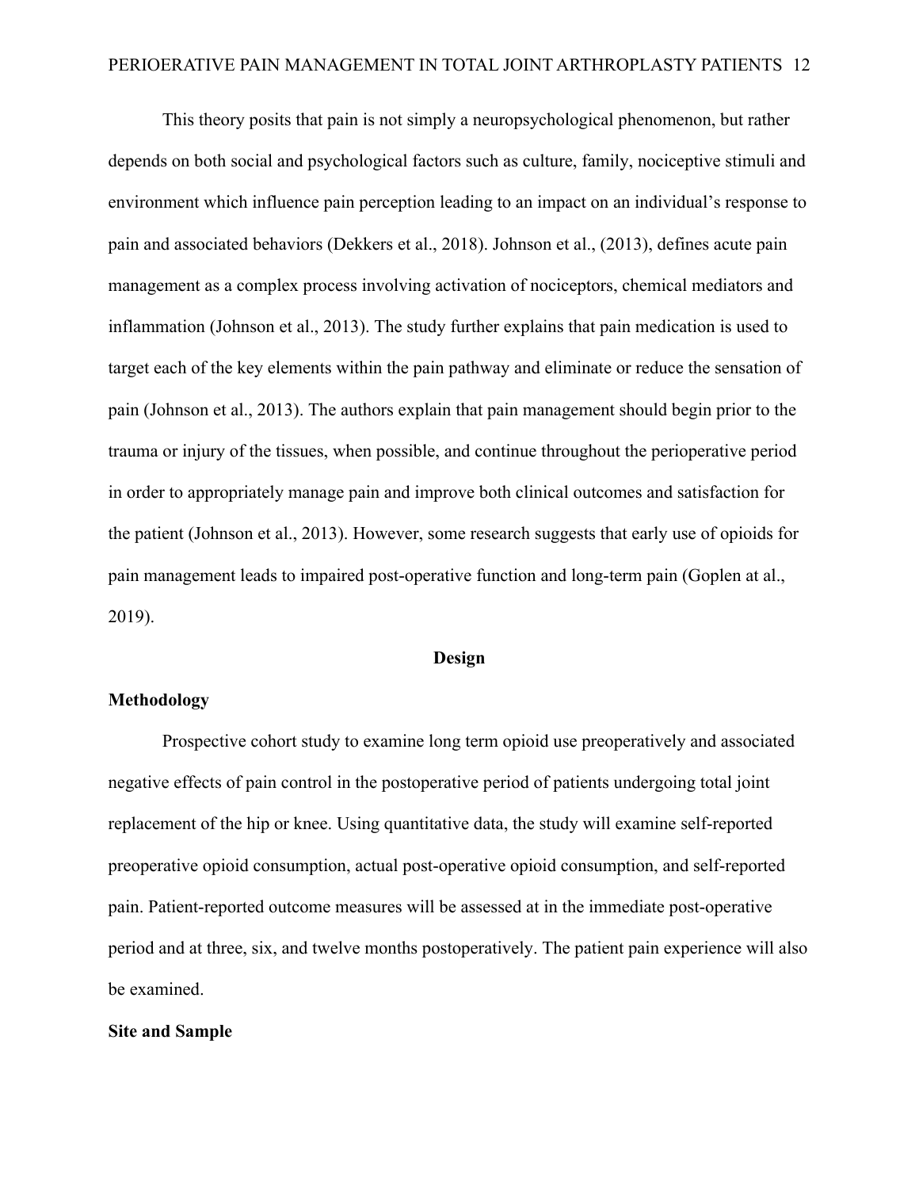This theory posits that pain is not simply a neuropsychological phenomenon, but rather depends on both social and psychological factors such as culture, family, nociceptive stimuli and environment which influence pain perception leading to an impact on an individual's response to pain and associated behaviors (Dekkers et al., 2018). Johnson et al., (2013), defines acute pain management as a complex process involving activation of nociceptors, chemical mediators and inflammation (Johnson et al., 2013). The study further explains that pain medication is used to target each of the key elements within the pain pathway and eliminate or reduce the sensation of pain (Johnson et al., 2013). The authors explain that pain management should begin prior to the trauma or injury of the tissues, when possible, and continue throughout the perioperative period in order to appropriately manage pain and improve both clinical outcomes and satisfaction for the patient (Johnson et al., 2013). However, some research suggests that early use of opioids for pain management leads to impaired post-operative function and long-term pain (Goplen at al., 2019).

## Design

### Methodology

Prospective cohort study to examine long term opioid use preoperatively and associated negative effects of pain control in the postoperative period of patients undergoing total joint replacement of the hip or knee. Using quantitative data, the study will examine self-reported preoperative opioid consumption, actual post-operative opioid consumption, and self-reported pain. Patient-reported outcome measures will be assessed at in the immediate post-operative period and at three, six, and twelve months postoperatively. The patient pain experience will also be examined.

### Site and Sample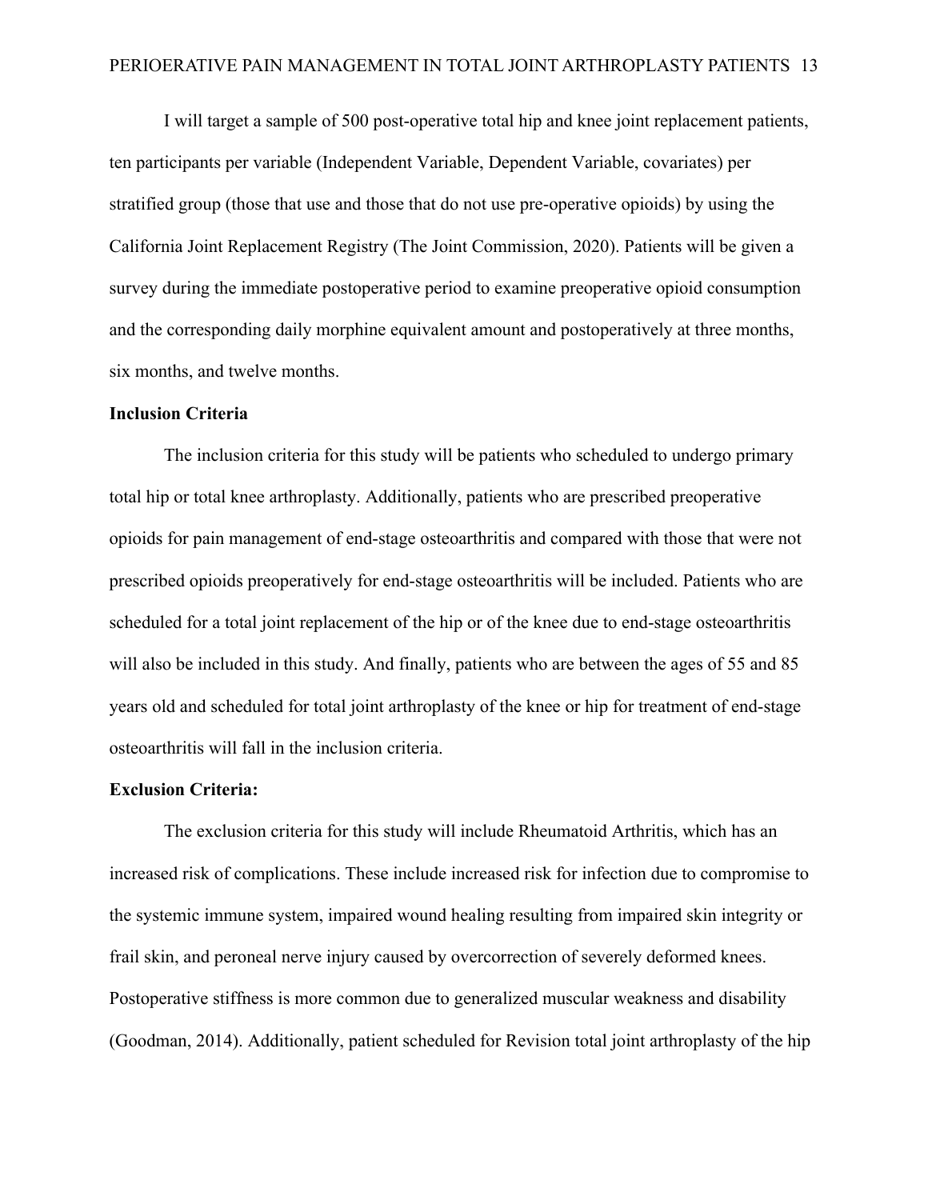I will target a sample of 500 post-operative total hip and knee joint replacement patients, ten participants per variable (Independent Variable, Dependent Variable, covariates) per stratified group (those that use and those that do not use pre-operative opioids) by using the California Joint Replacement Registry (The Joint Commission, 2020). Patients will be given a survey during the immediate postoperative period to examine preoperative opioid consumption and the corresponding daily morphine equivalent amount and postoperatively at three months, six months, and twelve months.

**Inclusion Criteria**

The inclusion criteria for this study will be patients who scheduled to undergo primary total hip or total knee arthroplasty. Additionally, patients who are prescribed preoperative opioids for pain management of end-stage osteoarthritis and compared with those that were not prescribed opioids preoperatively for end-stage osteoarthritis will be included. Patients who are scheduled for a total joint replacement of the hip or of the knee due to end-stage osteoarthritis will also be included in this study. And finally, patients who are between the ages of 55 and 85 years old and scheduled for total joint arthroplasty of the knee or hip for treatment of end-stage osteoarthritis will fall in the inclusion criteria.

**Exclusion Criteria:**

The exclusion criteria for this study will include Rheumatoid Arthritis, which has an increased risk of complications. These include increased risk for infection due to compromise to the systemic immune system, impaired wound healing resulting from impaired skin integrity or frail skin, and peroneal nerve injury caused by overcorrection of severely deformed knees. Postoperative stiffness is more common due to generalized muscular weakness and disability (Goodman, 2014). Additionally, patient scheduled for Revision total joint arthroplasty of the hip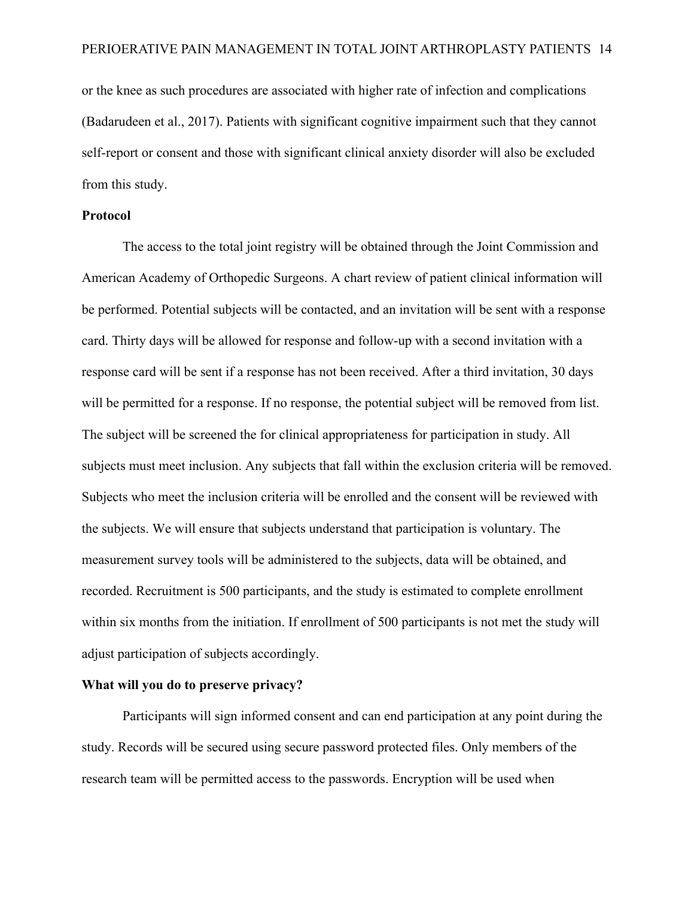or the knee as such procedures are associated with higher rate of infection and complications (Badarudeen et al., 2017). Patients with significant cognitive impairment such that they cannot self-report or consent and those with significant clinical anxiety disorder will also be excluded from this study.

**Protocol**

The access to the total joint registry will be obtained through the Joint Commission and American Academy of Orthopedic Surgeons. A chart review of patient clinical information will be performed. Potential subjects will be contacted, and an invitation will be sent with a response card. Thirty days will be allowed for response and follow-up with a second invitation with a response card will be sent if a response has not been received. After a third invitation, 30 days will be permitted for a response. If no response, the potential subject will be removed from list. The subject will be screened the for clinical appropriateness for participation in study. All subjects must meet inclusion. Any subjects that fall within the exclusion criteria will be removed. Subjects who meet the inclusion criteria will be enrolled and the consent will be reviewed with the subjects. We will ensure that subjects understand that participation is voluntary. The measurement survey tools will be administered to the subjects, data will be obtained, and recorded. Recruitment is 500 participants, and the study is estimated to complete enrollment within six months from the initiation. If enrollment of 500 participants is not met the study will adjust participation of subjects accordingly.

**What will you do to preserve privacy?**

Participants will sign informed consent and can end participation at any point during the study. Records will be secured using secure password protected files. Only members of the research team will be permitted access to the passwords. Encryption will be used when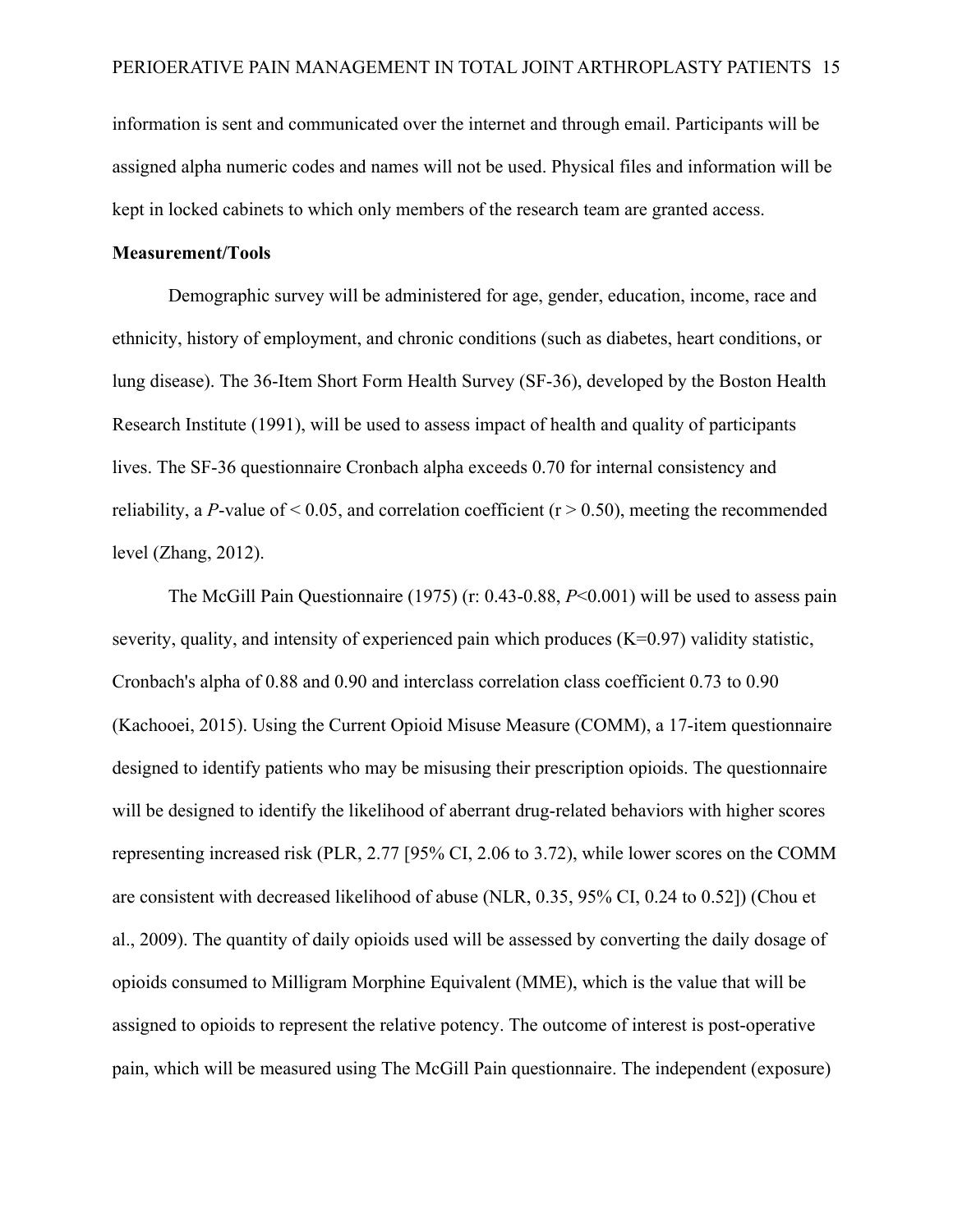information is sent and communicated over the internet and through email. Participants will be assigned alpha numeric codes and names will not be used. Physical files and information will be kept in locked cabinets to which only members of the research team are granted access.

**Measurement/Tools**

Demographic survey will be administered for age, gender, education, income, race and ethnicity, history of employment, and chronic conditions (such as diabetes, heart conditions, or lung disease). The 36-Item Short Form Health Survey (SF-36), developed by the Boston Health Research Institute (1991), will be used to assess impact of health and quality of participants lives. The SF-36 questionnaire Cronbach alpha exceeds 0.70 for internal consistency and reliability, a *P*-value of $< 0.05$, and correlation coefficient ($r > 0.50$), meeting the recommended level (Zhang, 2012).

The McGill Pain Questionnaire (1975) (r: 0.43-0.88, $P<0.001$) will be used to assess pain severity, quality, and intensity of experienced pain which produces ($K=0.97$) validity statistic, Cronbach's alpha of 0.88 and 0.90 and interclass correlation class coefficient 0.73 to 0.90 (Kachooei, 2015). Using the Current Opioid Misuse Measure (COMM), a 17-item questionnaire designed to identify patients who may be misusing their prescription opioids. The questionnaire will be designed to identify the likelihood of aberrant drug-related behaviors with higher scores representing increased risk (PLR, 2.77 [95% CI, 2.06 to 3.72), while lower scores on the COMM are consistent with decreased likelihood of abuse (NLR, 0.35, 95% CI, 0.24 to 0.52]) (Chou et al., 2009). The quantity of daily opioids used will be assessed by converting the daily dosage of opioids consumed to Milligram Morphine Equivalent (MME), which is the value that will be assigned to opioids to represent the relative potency. The outcome of interest is post-operative pain, which will be measured using The McGill Pain questionnaire. The independent (exposure)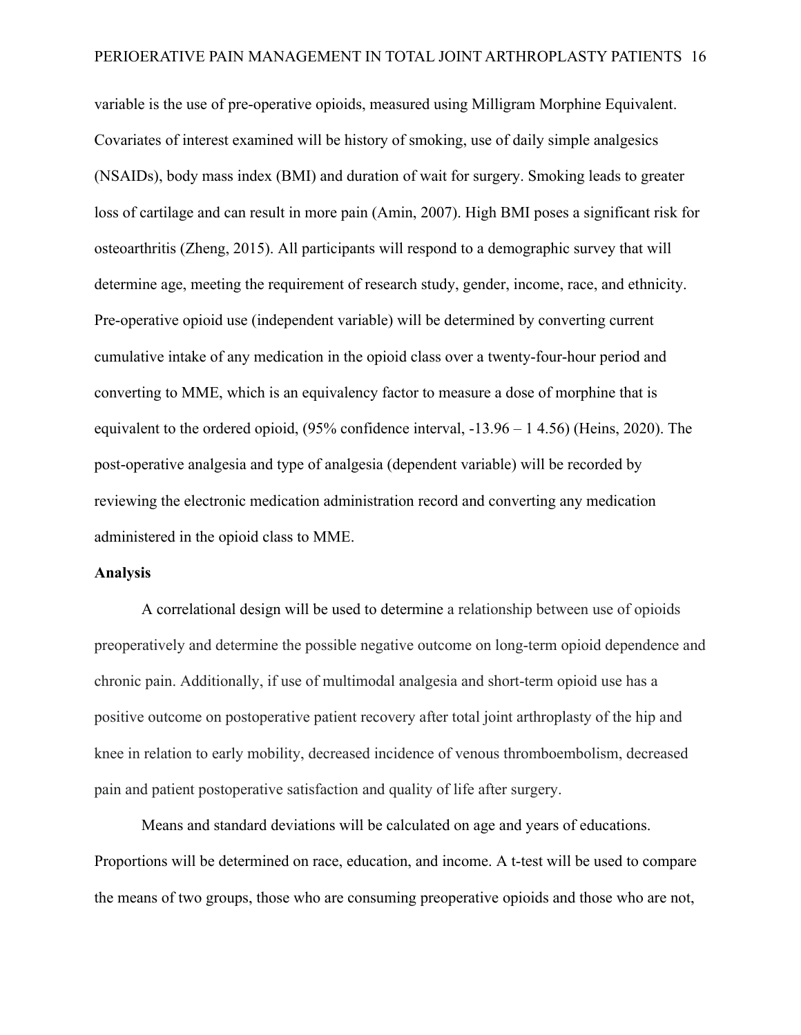variable is the use of pre-operative opioids, measured using Milligram Morphine Equivalent. Covariates of interest examined will be history of smoking, use of daily simple analgesics (NSAIDs), body mass index (BMI) and duration of wait for surgery. Smoking leads to greater loss of cartilage and can result in more pain (Amin, 2007). High BMI poses a significant risk for osteoarthritis (Zheng, 2015). All participants will respond to a demographic survey that will determine age, meeting the requirement of research study, gender, income, race, and ethnicity. Pre-operative opioid use (independent variable) will be determined by converting current cumulative intake of any medication in the opioid class over a twenty-four-hour period and converting to MME, which is an equivalency factor to measure a dose of morphine that is equivalent to the ordered opioid, (95% confidence interval, -13.96 – 1 4.56) (Heins, 2020). The post-operative analgesia and type of analgesia (dependent variable) will be recorded by reviewing the electronic medication administration record and converting any medication administered in the opioid class to MME.

**Analysis**

A correlational design will be used to determine a relationship between use of opioids preoperatively and determine the possible negative outcome on long-term opioid dependence and chronic pain. Additionally, if use of multimodal analgesia and short-term opioid use has a positive outcome on postoperative patient recovery after total joint arthroplasty of the hip and knee in relation to early mobility, decreased incidence of venous thromboembolism, decreased pain and patient postoperative satisfaction and quality of life after surgery.

Means and standard deviations will be calculated on age and years of educations. Proportions will be determined on race, education, and income. A t-test will be used to compare the means of two groups, those who are consuming preoperative opioids and those who are not,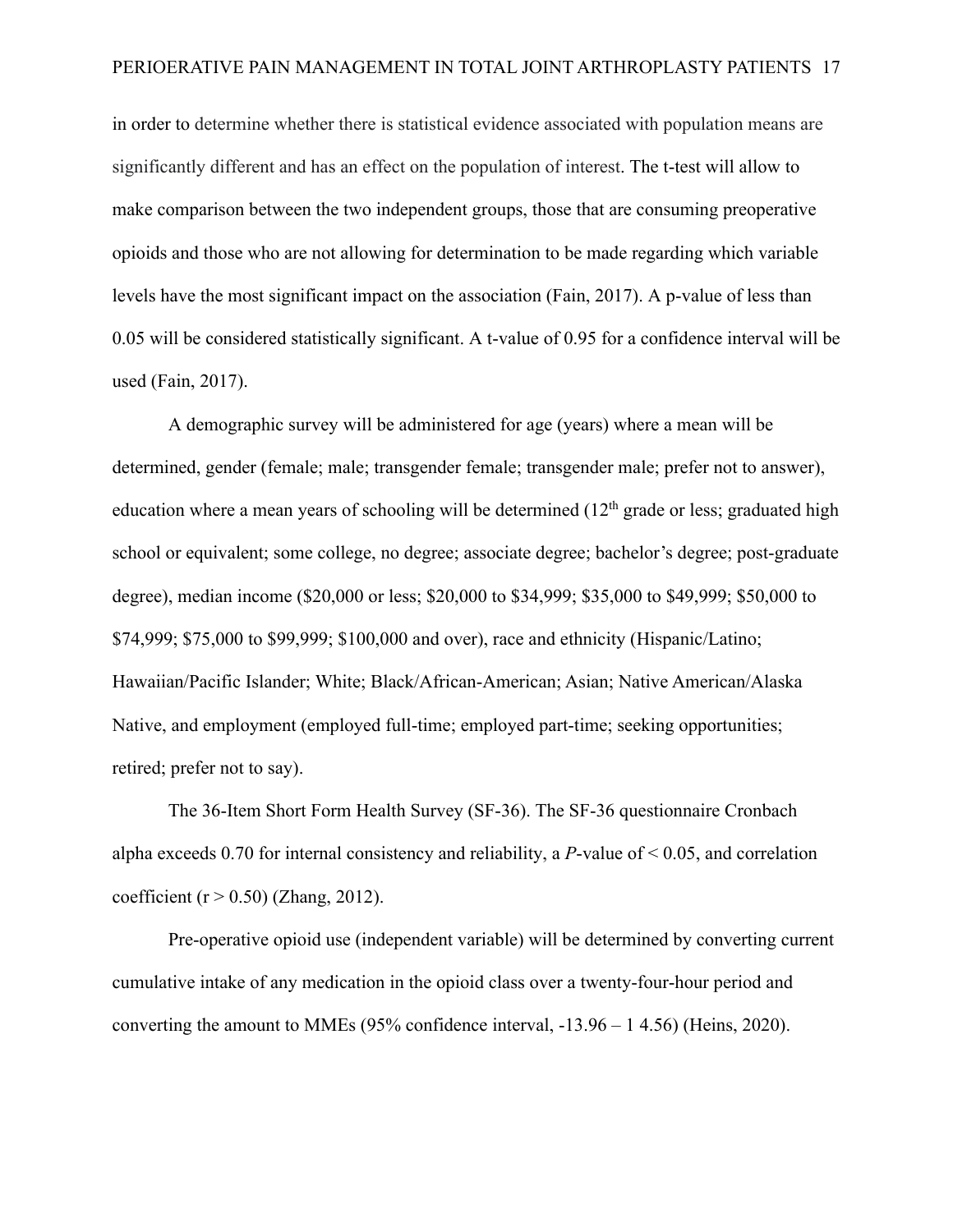in order to determine whether there is statistical evidence associated with population means are significantly different and has an effect on the population of interest. The t-test will allow to make comparison between the two independent groups, those that are consuming preoperative opioids and those who are not allowing for determination to be made regarding which variable levels have the most significant impact on the association (Fain, 2017). A p-value of less than 0.05 will be considered statistically significant. A t-value of 0.95 for a confidence interval will be used (Fain, 2017).

A demographic survey will be administered for age (years) where a mean will be determined, gender (female; male; transgender female; transgender male; prefer not to answer), education where a mean years of schooling will be determined (12th grade or less; graduated high school or equivalent; some college, no degree; associate degree; bachelor's degree; post-graduate degree), median income ($20,000 or less; $20,000 to $34,999; $35,000 to $49,999; $50,000 to $74,999; $75,000 to $99,999; $100,000 and over), race and ethnicity (Hispanic/Latino; Hawaiian/Pacific Islander; White; Black/African-American; Asian; Native American/Alaska Native, and employment (employed full-time; employed part-time; seeking opportunities; retired; prefer not to say).

The 36-Item Short Form Health Survey (SF-36). The SF-36 questionnaire Cronbach alpha exceeds 0.70 for internal consistency and reliability, a *P*-value of $< 0.05$, and correlation coefficient ($r > 0.50$) (Zhang, 2012).

Pre-operative opioid use (independent variable) will be determined by converting current cumulative intake of any medication in the opioid class over a twenty-four-hour period and converting the amount to MMEs (95% confidence interval, -13.96 – 1 4.56) (Heins, 2020).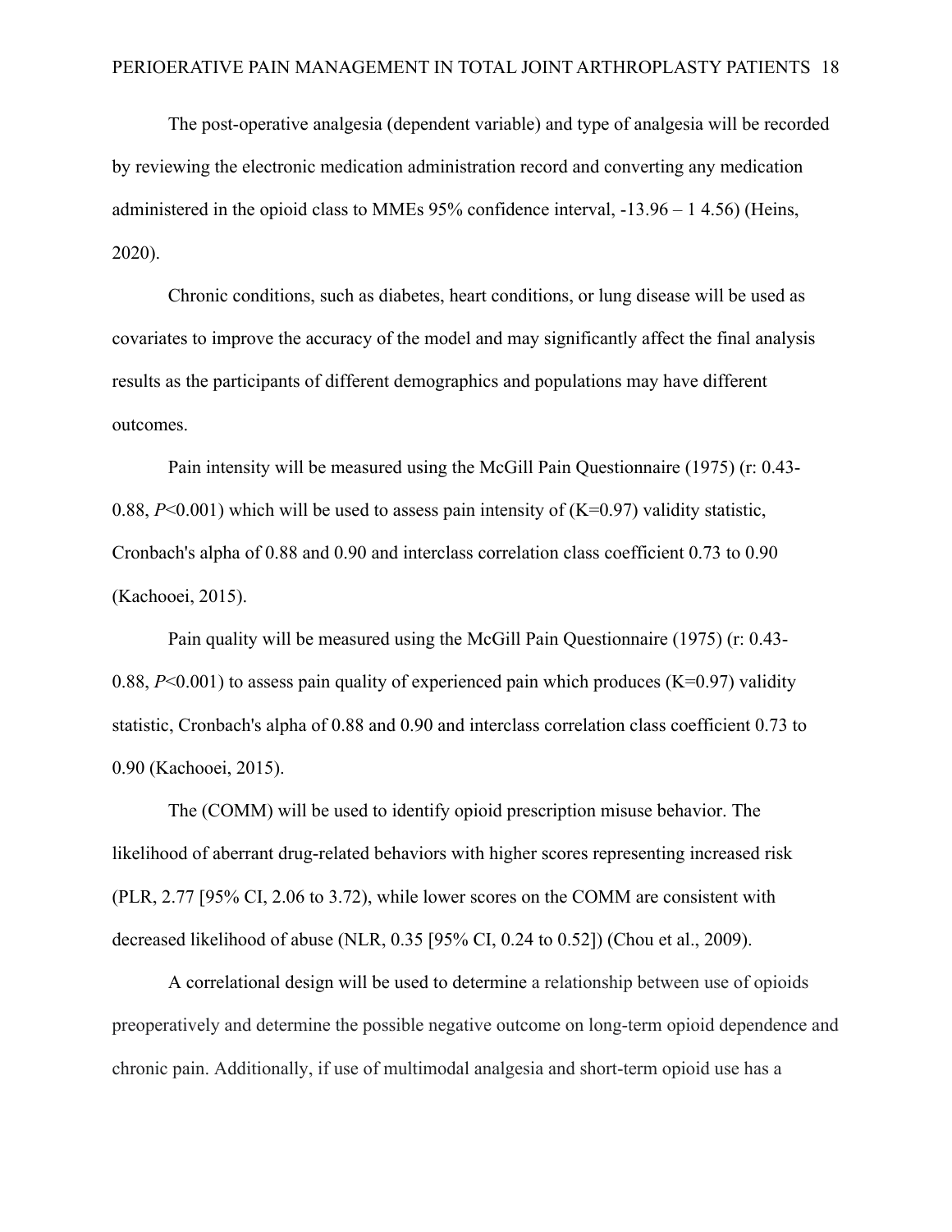The post-operative analgesia (dependent variable) and type of analgesia will be recorded by reviewing the electronic medication administration record and converting any medication administered in the opioid class to MMEs 95% confidence interval, -13.96 – 1 4.56) (Heins, 2020).

Chronic conditions, such as diabetes, heart conditions, or lung disease will be used as covariates to improve the accuracy of the model and may significantly affect the final analysis results as the participants of different demographics and populations may have different outcomes.

Pain intensity will be measured using the McGill Pain Questionnaire (1975) (r: 0.43-0.88, $P<0.001$) which will be used to assess pain intensity of (K=0.97) validity statistic, Cronbach's alpha of 0.88 and 0.90 and interclass correlation class coefficient 0.73 to 0.90 (Kachooei, 2015).

Pain quality will be measured using the McGill Pain Questionnaire (1975) (r: 0.43-0.88, $P<0.001$) to assess pain quality of experienced pain which produces (K=0.97) validity statistic, Cronbach's alpha of 0.88 and 0.90 and interclass correlation class coefficient 0.73 to 0.90 (Kachooei, 2015).

The (COMM) will be used to identify opioid prescription misuse behavior. The likelihood of aberrant drug-related behaviors with higher scores representing increased risk (PLR, 2.77 [95% CI, 2.06 to 3.72), while lower scores on the COMM are consistent with decreased likelihood of abuse (NLR, 0.35 [95% CI, 0.24 to 0.52]) (Chou et al., 2009).

A correlational design will be used to determine a relationship between use of opioids preoperatively and determine the possible negative outcome on long-term opioid dependence and chronic pain. Additionally, if use of multimodal analgesia and short-term opioid use has a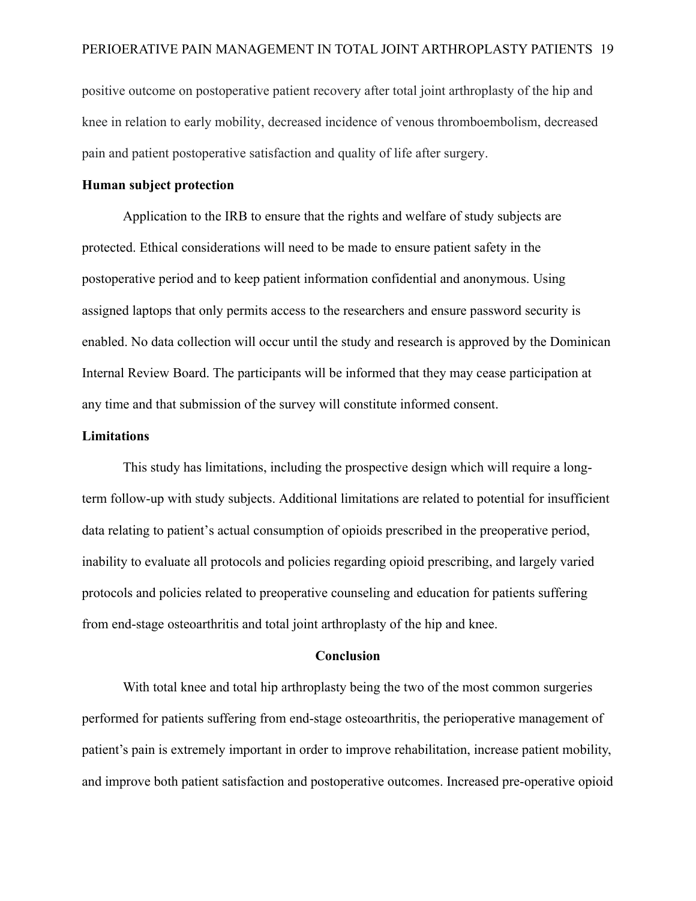positive outcome on postoperative patient recovery after total joint arthroplasty of the hip and knee in relation to early mobility, decreased incidence of venous thromboembolism, decreased pain and patient postoperative satisfaction and quality of life after surgery.

### Human subject protection

Application to the IRB to ensure that the rights and welfare of study subjects are protected. Ethical considerations will need to be made to ensure patient safety in the postoperative period and to keep patient information confidential and anonymous. Using assigned laptops that only permits access to the researchers and ensure password security is enabled. No data collection will occur until the study and research is approved by the Dominican Internal Review Board. The participants will be informed that they may cease participation at any time and that submission of the survey will constitute informed consent.

### Limitations

This study has limitations, including the prospective design which will require a long-term follow-up with study subjects. Additional limitations are related to potential for insufficient data relating to patient's actual consumption of opioids prescribed in the preoperative period, inability to evaluate all protocols and policies regarding opioid prescribing, and largely varied protocols and policies related to preoperative counseling and education for patients suffering from end-stage osteoarthritis and total joint arthroplasty of the hip and knee.

## Conclusion

With total knee and total hip arthroplasty being the two of the most common surgeries performed for patients suffering from end-stage osteoarthritis, the perioperative management of patient's pain is extremely important in order to improve rehabilitation, increase patient mobility, and improve both patient satisfaction and postoperative outcomes. Increased pre-operative opioid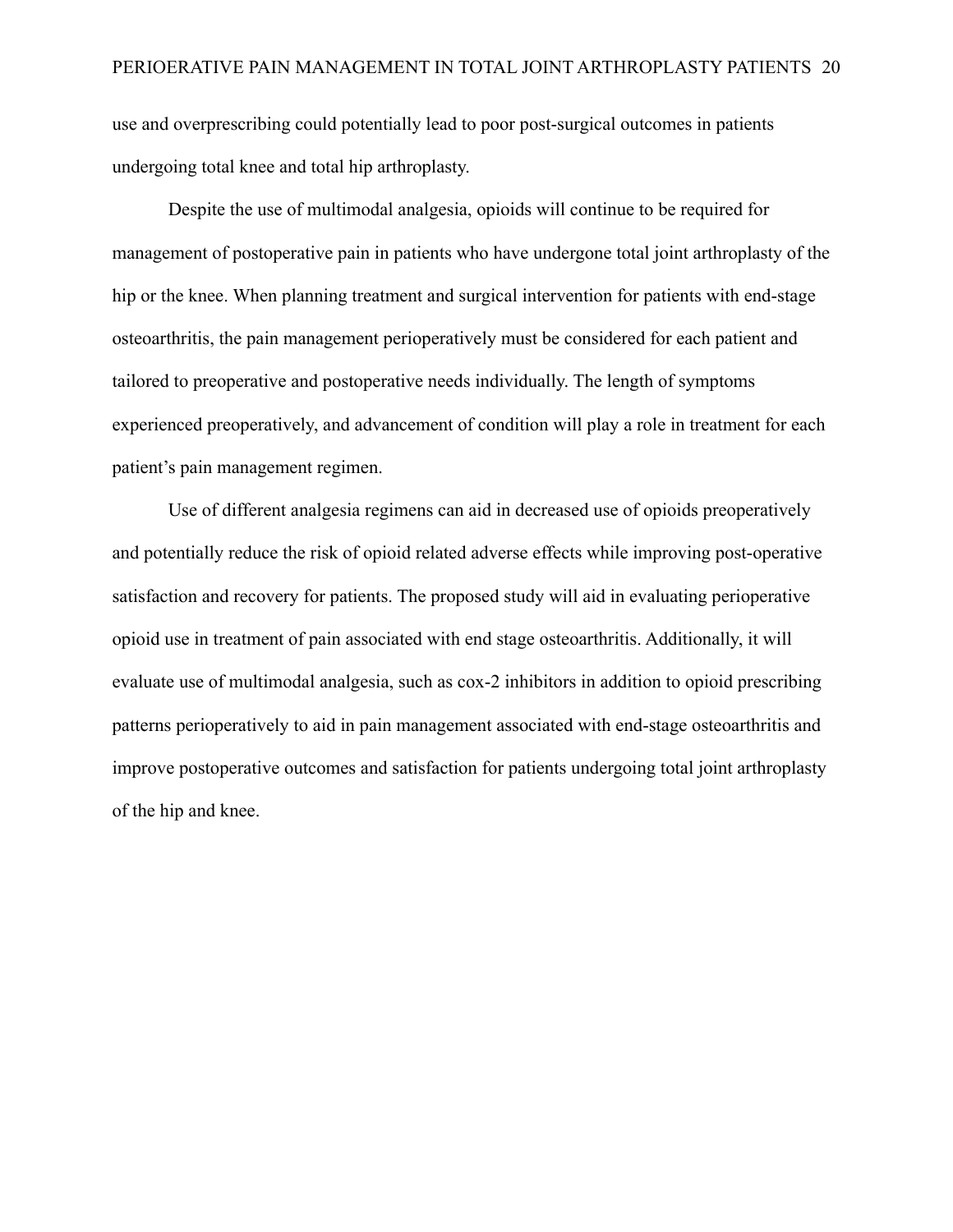use and overprescribing could potentially lead to poor post-surgical outcomes in patients undergoing total knee and total hip arthroplasty.

Despite the use of multimodal analgesia, opioids will continue to be required for management of postoperative pain in patients who have undergone total joint arthroplasty of the hip or the knee. When planning treatment and surgical intervention for patients with end-stage osteoarthritis, the pain management perioperatively must be considered for each patient and tailored to preoperative and postoperative needs individually. The length of symptoms experienced preoperatively, and advancement of condition will play a role in treatment for each patient's pain management regimen.

Use of different analgesia regimens can aid in decreased use of opioids preoperatively and potentially reduce the risk of opioid related adverse effects while improving post-operative satisfaction and recovery for patients. The proposed study will aid in evaluating perioperative opioid use in treatment of pain associated with end stage osteoarthritis. Additionally, it will evaluate use of multimodal analgesia, such as cox-2 inhibitors in addition to opioid prescribing patterns perioperatively to aid in pain management associated with end-stage osteoarthritis and improve postoperative outcomes and satisfaction for patients undergoing total joint arthroplasty of the hip and knee.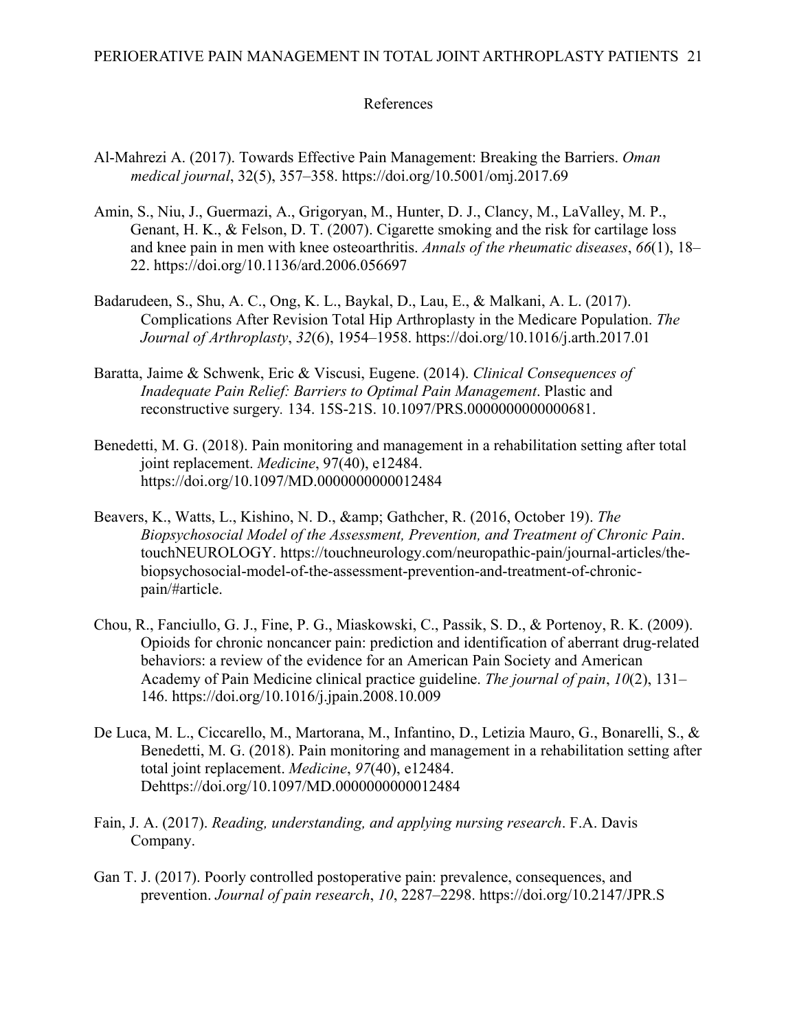References

Al-Mahrezi A. (2017). Towards Effective Pain Management: Breaking the Barriers. *Oman medical journal*, 32(5), 357–358. https://doi.org/10.5001/omj.2017.69

Amin, S., Niu, J., Guermazi, A., Grigoryan, M., Hunter, D. J., Clancy, M., LaValley, M. P., Genant, H. K., & Felson, D. T. (2007). Cigarette smoking and the risk for cartilage loss and knee pain in men with knee osteoarthritis. *Annals of the rheumatic diseases*, *66*(1), 18–22. https://doi.org/10.1136/ard.2006.056697

Badarudeen, S., Shu, A. C., Ong, K. L., Baykal, D., Lau, E., & Malkani, A. L. (2017). Complications After Revision Total Hip Arthroplasty in the Medicare Population. *The Journal of Arthroplasty*, *32*(6), 1954–1958. https://doi.org/10.1016/j.arth.2017.01

Baratta, Jaime & Schwenk, Eric & Viscusi, Eugene. (2014). *Clinical Consequences of Inadequate Pain Relief: Barriers to Optimal Pain Management*. Plastic and reconstructive surgery. 134. 15S-21S. 10.1097/PRS.0000000000000681.

Benedetti, M. G. (2018). Pain monitoring and management in a rehabilitation setting after total joint replacement. *Medicine*, 97(40), e12484. https://doi.org/10.1097/MD.0000000000012484

Beavers, K., Watts, L., Kishino, N. D., &amp; Gathcher, R. (2016, October 19). *The Biopsychosocial Model of the Assessment, Prevention, and Treatment of Chronic Pain*. touchNEUROLOGY. https://touchneurology.com/neuropathic-pain/journal-articles/the-biopsychosocial-model-of-the-assessment-prevention-and-treatment-of-chronic-pain/#article.

Chou, R., Fanciullo, G. J., Fine, P. G., Miaskowski, C., Passik, S. D., & Portenoy, R. K. (2009). Opioids for chronic noncancer pain: prediction and identification of aberrant drug-related behaviors: a review of the evidence for an American Pain Society and American Academy of Pain Medicine clinical practice guideline. *The journal of pain*, *10*(2), 131–146. https://doi.org/10.1016/j.jpain.2008.10.009

De Luca, M. L., Ciccarello, M., Martorana, M., Infantino, D., Letizia Mauro, G., Bonarelli, S., & Benedetti, M. G. (2018). Pain monitoring and management in a rehabilitation setting after total joint replacement. *Medicine*, *97*(40), e12484. Dehttps://doi.org/10.1097/MD.0000000000012484

Fain, J. A. (2017). *Reading, understanding, and applying nursing research*. F.A. Davis Company.

Gan T. J. (2017). Poorly controlled postoperative pain: prevalence, consequences, and prevention. *Journal of pain research*, *10*, 2287–2298. https://doi.org/10.2147/JPR.S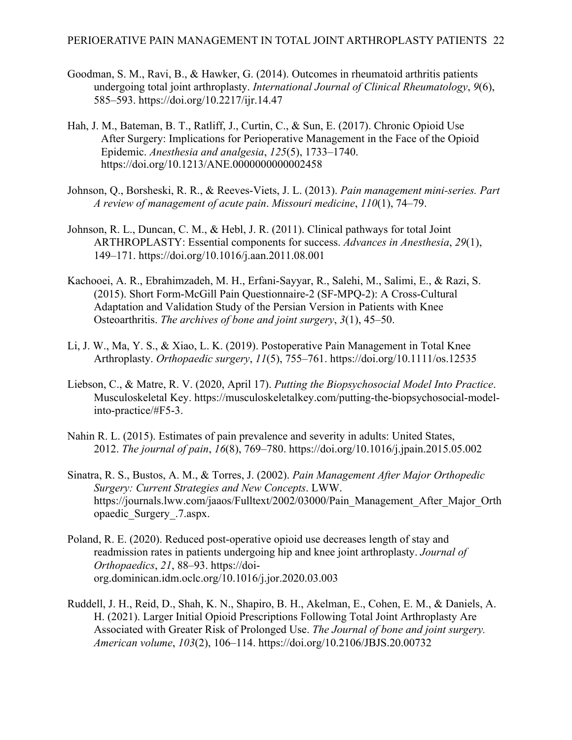Goodman, S. M., Ravi, B., & Hawker, G. (2014). Outcomes in rheumatoid arthritis patients undergoing total joint arthroplasty. *International Journal of Clinical Rheumatology*, *9*(6), 585–593. https://doi.org/10.2217/ijr.14.47

Hah, J. M., Bateman, B. T., Ratliff, J., Curtin, C., & Sun, E. (2017). Chronic Opioid Use After Surgery: Implications for Perioperative Management in the Face of the Opioid Epidemic. *Anesthesia and analgesia*, *125*(5), 1733–1740. https://doi.org/10.1213/ANE.0000000000002458

Johnson, Q., Borsheski, R. R., & Reeves-Viets, J. L. (2013). *Pain management mini-series. Part A review of management of acute pain*. *Missouri medicine*, *110*(1), 74–79.

Johnson, R. L., Duncan, C. M., & Hebl, J. R. (2011). Clinical pathways for total Joint ARTHROPLASTY: Essential components for success. *Advances in Anesthesia*, *29*(1), 149–171. https://doi.org/10.1016/j.aan.2011.08.001

Kachooei, A. R., Ebrahimzadeh, M. H., Erfani-Sayyar, R., Salehi, M., Salimi, E., & Razi, S. (2015). Short Form-McGill Pain Questionnaire-2 (SF-MPQ-2): A Cross-Cultural Adaptation and Validation Study of the Persian Version in Patients with Knee Osteoarthritis. *The archives of bone and joint surgery*, *3*(1), 45–50.

Li, J. W., Ma, Y. S., & Xiao, L. K. (2019). Postoperative Pain Management in Total Knee Arthroplasty. *Orthopaedic surgery*, *11*(5), 755–761. https://doi.org/10.1111/os.12535

Liebson, C., & Matre, R. V. (2020, April 17). *Putting the Biopsychosocial Model Into Practice*. Musculoskeletal Key. https://musculoskeletalkey.com/putting-the-biopsychosocial-model-into-practice/#F5-3.

Nahin R. L. (2015). Estimates of pain prevalence and severity in adults: United States, 2012. *The journal of pain*, *16*(8), 769–780. https://doi.org/10.1016/j.jpain.2015.05.002

Sinatra, R. S., Bustos, A. M., & Torres, J. (2002). *Pain Management After Major Orthopedic Surgery: Current Strategies and New Concepts*. LWW. https://journals.lww.com/jaaos/Fulltext/2002/03000/Pain_Management_After_Major_Orthopaedic_Surgery_.7.aspx.

Poland, R. E. (2020). Reduced post-operative opioid use decreases length of stay and readmission rates in patients undergoing hip and knee joint arthroplasty. *Journal of Orthopaedics*, *21*, 88–93. https://doi-org.dominican.idm.oclc.org/10.1016/j.jor.2020.03.003

Ruddell, J. H., Reid, D., Shah, K. N., Shapiro, B. H., Akelman, E., Cohen, E. M., & Daniels, A. H. (2021). Larger Initial Opioid Prescriptions Following Total Joint Arthroplasty Are Associated with Greater Risk of Prolonged Use. *The Journal of bone and joint surgery. American volume*, *103*(2), 106–114. https://doi.org/10.2106/JBJS.20.00732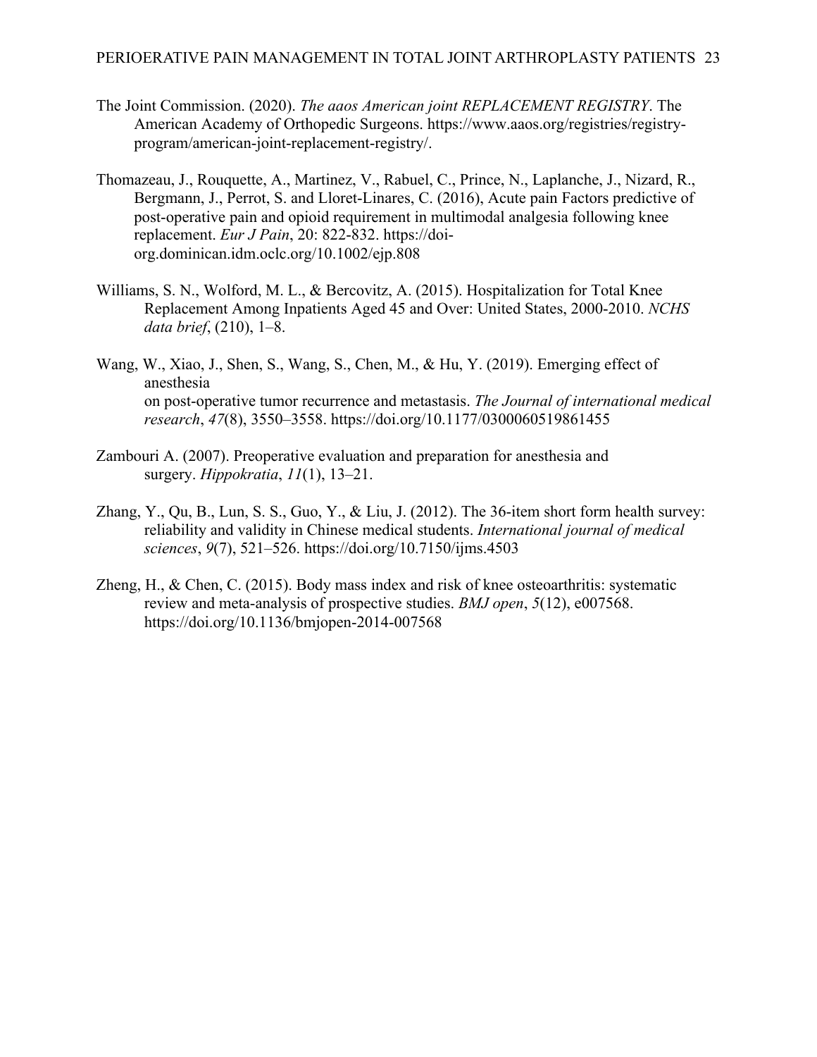The Joint Commission. (2020). *The aaos American joint REPLACEMENT REGISTRY*. The American Academy of Orthopedic Surgeons. https://www.aaos.org/registries/registry-program/american-joint-replacement-registry/.

Thomazeau, J., Rouquette, A., Martinez, V., Rabuel, C., Prince, N., Laplanche, J., Nizard, R., Bergmann, J., Perrot, S. and Lloret-Linares, C. (2016), Acute pain Factors predictive of post-operative pain and opioid requirement in multimodal analgesia following knee replacement. *Eur J Pain*, 20: 822-832. https://doi-org.dominican.idm.oclc.org/10.1002/ejp.808

Williams, S. N., Wolford, M. L., & Bercovitz, A. (2015). Hospitalization for Total Knee Replacement Among Inpatients Aged 45 and Over: United States, 2000-2010. *NCHS data brief*, (210), 1–8.

Wang, W., Xiao, J., Shen, S., Wang, S., Chen, M., & Hu, Y. (2019). Emerging effect of anesthesia on post-operative tumor recurrence and metastasis. *The Journal of international medical research*, *47*(8), 3550–3558. https://doi.org/10.1177/0300060519861455

Zambouri A. (2007). Preoperative evaluation and preparation for anesthesia and surgery. *Hippokratia*, *11*(1), 13–21.

Zhang, Y., Qu, B., Lun, S. S., Guo, Y., & Liu, J. (2012). The 36-item short form health survey: reliability and validity in Chinese medical students. *International journal of medical sciences*, *9*(7), 521–526. https://doi.org/10.7150/ijms.4503

Zheng, H., & Chen, C. (2015). Body mass index and risk of knee osteoarthritis: systematic review and meta-analysis of prospective studies. *BMJ open*, *5*(12), e007568. https://doi.org/10.1136/bmjopen-2014-007568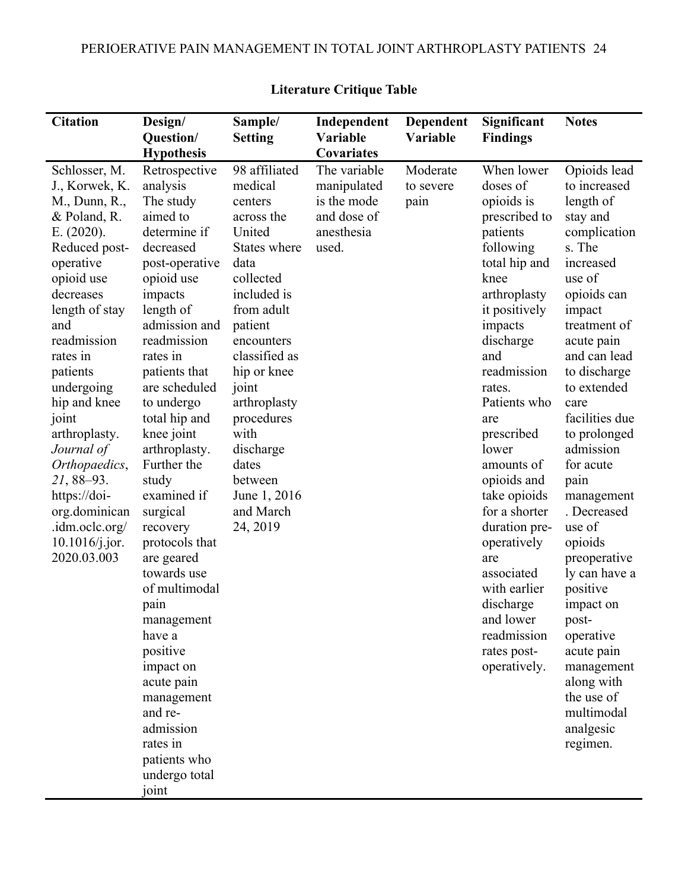**Literature Critique Table**

| Citation | Design/ Question/ Hypothesis | Sample/ Setting | Independent Variable Covariates | Dependent Variable | Significant Findings | Notes |
|---|---|---|---|---|---|---|
| Schlosser, M. J., Korwek, K. M., Dunn, R., & Poland, R. E. (2020). Reduced post-operative opioid use decreases length of stay and readmission rates in patients undergoing hip and knee joint arthroplasty. *Journal of Orthopaedics*, *21*, 88–93. https://doi-org.dominican.idm.oclc.org/10.1016/j.jor.2020.03.003 | Retrospective analysis The study aimed to determine if decreased post-operative opioid use impacts length of admission and readmission rates in patients that are scheduled to undergo total hip and knee joint arthroplasty. Further the study examined if surgical recovery protocols that are geared towards use of multimodal pain management have a positive impact on acute pain management and re-admission rates in patients who undergo total joint | 98 affiliated medical centers across the United States where data collected included is from adult patient encounters classified as hip or knee joint arthroplasty procedures with discharge dates between June 1, 2016 and March 24, 2019 | The variable manipulated is the mode and dose of anesthesia used. | Moderate to severe pain | When lower doses of opioids is prescribed to patients following total hip and knee arthroplasty it positively impacts discharge and readmission rates. Patients who are prescribed lower amounts of opioids and take opioids for a shorter duration pre-operatively are associated with earlier discharge and lower readmission rates post-operatively. | Opioids lead to increased length of stay and complications. The increased use of opioids can impact treatment of acute pain and can lead to discharge to extended care facilities due to prolonged admission for acute pain management. Decreased use of opioids preoperatively can have a positive impact on post-operative acute pain management along with the use of multimodal analgesic regimen. |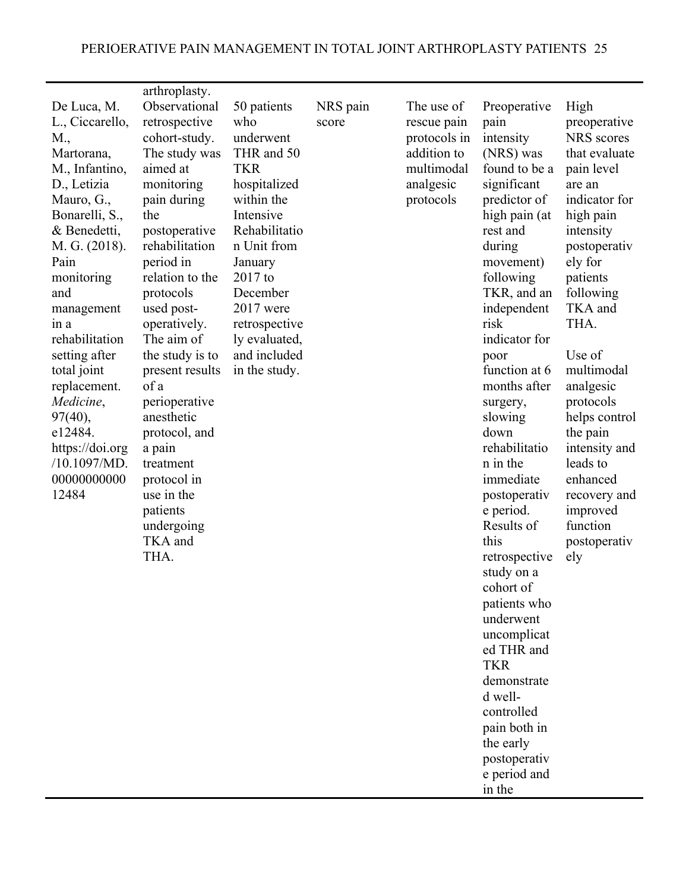| | | | | | | |
|---|---|---|---|---|---|---|
| | arthroplasty. | | | | | |
| De Luca, M. L., Ciccarello, M., Martorana, M., Infantino, D., Letizia Mauro, G., Bonarelli, S., & Benedetti, M. G. (2018). Pain monitoring and management in a rehabilitation setting after total joint replacement. *Medicine*, 97(40), e12484. https://doi.org/10.1097/MD.0000000000012484 | Observational retrospective cohort-study. The study was aimed at monitoring pain during the postoperative rehabilitation period in relation to the protocols used post-operatively. The aim of the study is to present results of a perioperative anesthetic protocol, and a pain treatment protocol in use in the patients undergoing TKA and THA. | 50 patients who underwent THR and 50 TKR hospitalized within the Intensive Rehabilitation Unit from January 2017 to December 2017 were retrospectively evaluated, and included in the study. | NRS pain score | The use of rescue pain protocols in addition to multimodal analgesic protocols | Preoperative pain intensity (NRS) was found to be a significant predictor of high pain (at rest and during movement) following TKR, and an independent risk indicator for poor function at 6 months after surgery, slowing down rehabilitation in the immediate postoperative period. Results of this retrospective study on a cohort of patients who underwent uncomplicated THR and TKR demonstrated well-controlled pain both in the early postoperative period and in the | High preoperative NRS scores that evaluate pain level are an indicator for high pain intensity postoperatively for patients following TKA and THA.<br><br>Use of multimodal analgesic protocols helps control the pain intensity and leads to enhanced recovery and improved function postoperatively |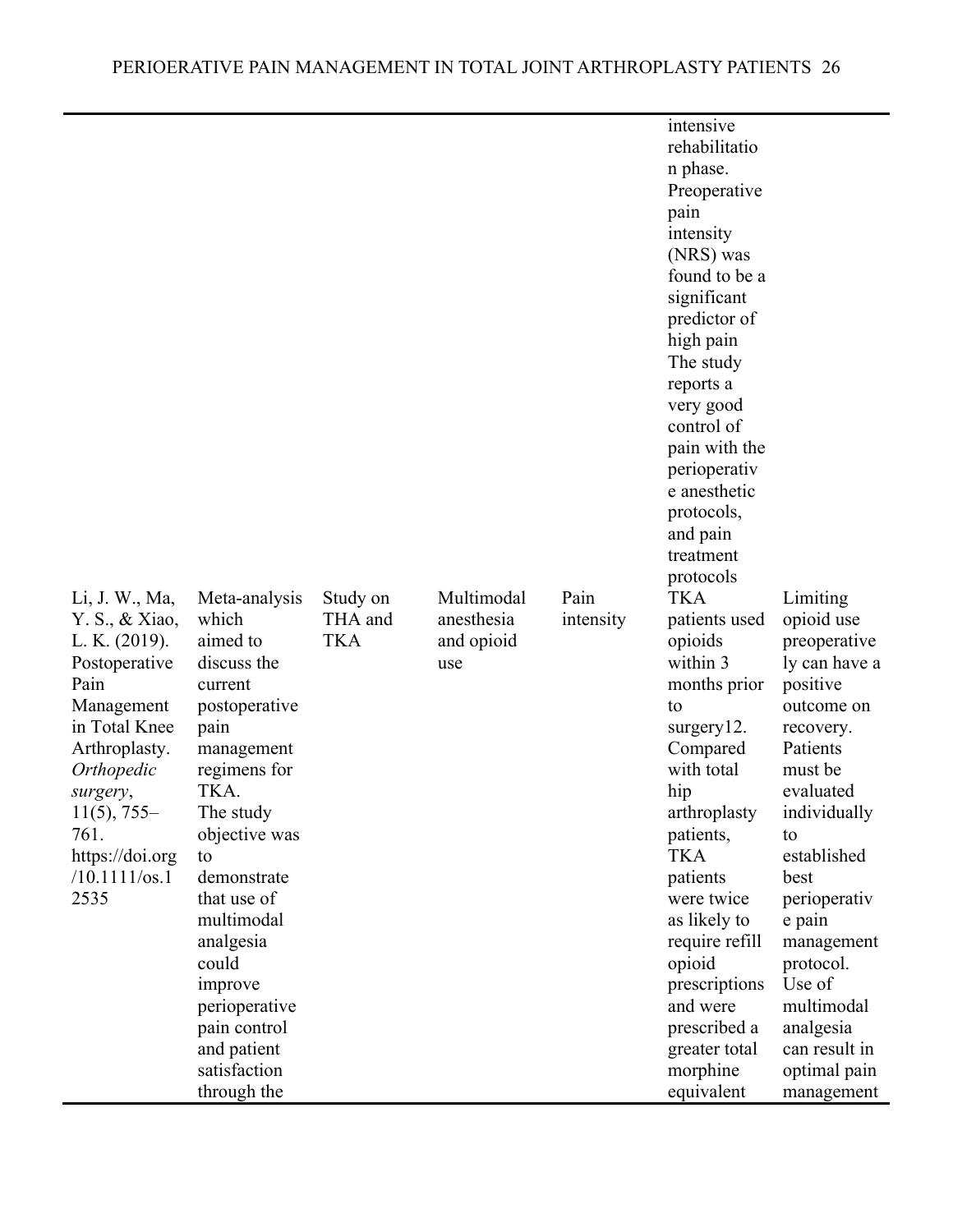| | | | | | | |
|---|---|---|---|---|---|---|
| | | | | | intensive rehabilitation phase. Preoperative pain intensity (NRS) was found to be a significant predictor of high pain The study reports a very good control of pain with the perioperative anesthetic protocols, and pain treatment protocols | |
| Li, J. W., Ma, Y. S., & Xiao, L. K. (2019). Postoperative Pain Management in Total Knee Arthroplasty. *Orthopedic surgery*, 11(5), 755–761. https://doi.org/10.1111/os.12535 | Meta-analysis which aimed to discuss the current postoperative pain management regimens for TKA. The study objective was to demonstrate that use of multimodal analgesia could improve perioperative pain control and patient satisfaction through the | Study on THA and TKA | Multimodal anesthesia and opioid use | Pain intensity | TKA patients used opioids within 3 months prior to surgery12. Compared with total hip arthroplasty patients, TKA patients were twice as likely to require refill opioid prescriptions and were prescribed a greater total morphine equivalent | Limiting opioid use preoperatively can have a positive outcome on recovery. Patients must be evaluated individually to established best perioperative pain management protocol. Use of multimodal analgesia can result in optimal pain management |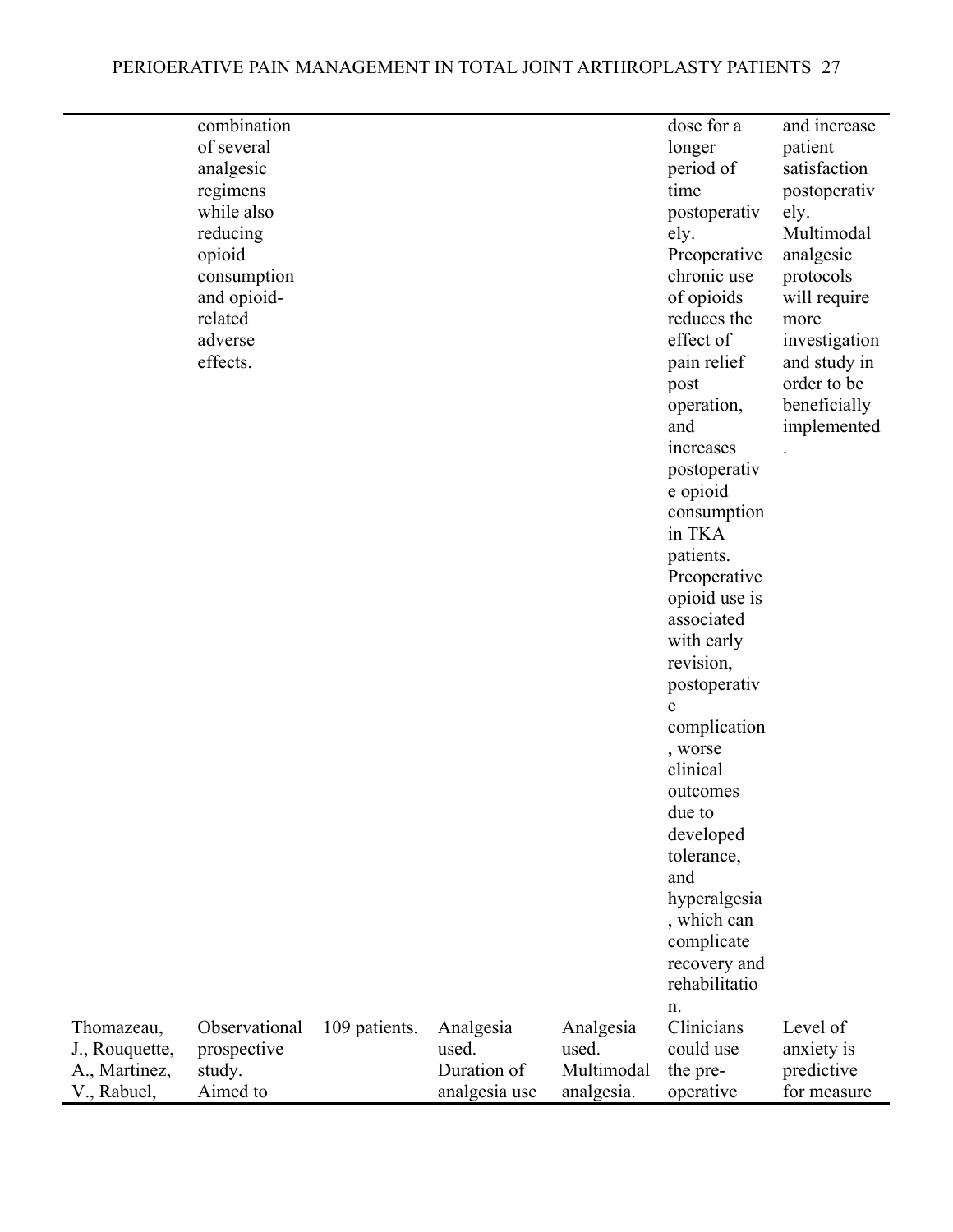| | | | | | | |
|---|---|---|---|---|---|---|
| | combination of several analgesic regimens while also reducing opioid consumption and opioid-related adverse effects. | | | | dose for a longer period of time postoperatively. Preoperative chronic use of opioids reduces the effect of pain relief post operation, and increases postoperative opioid consumption in TKA patients. Preoperative opioid use is associated with early revision, postoperative complication, worse clinical outcomes due to developed tolerance, and hyperalgesia, which can complicate recovery and rehabilitation. | and increase patient satisfaction postoperatively. Multimodal analgesic protocols will require more investigation and study in order to be beneficially implemented. |
| Thomazeau, J., Rouquette, A., Martinez, V., Rabuel, | Observational prospective study. Aimed to | 109 patients. | Analgesia used. Duration of analgesia use | Analgesia used. Multimodal analgesia. | Clinicians could use the pre-operative | Level of anxiety is predictive for measure |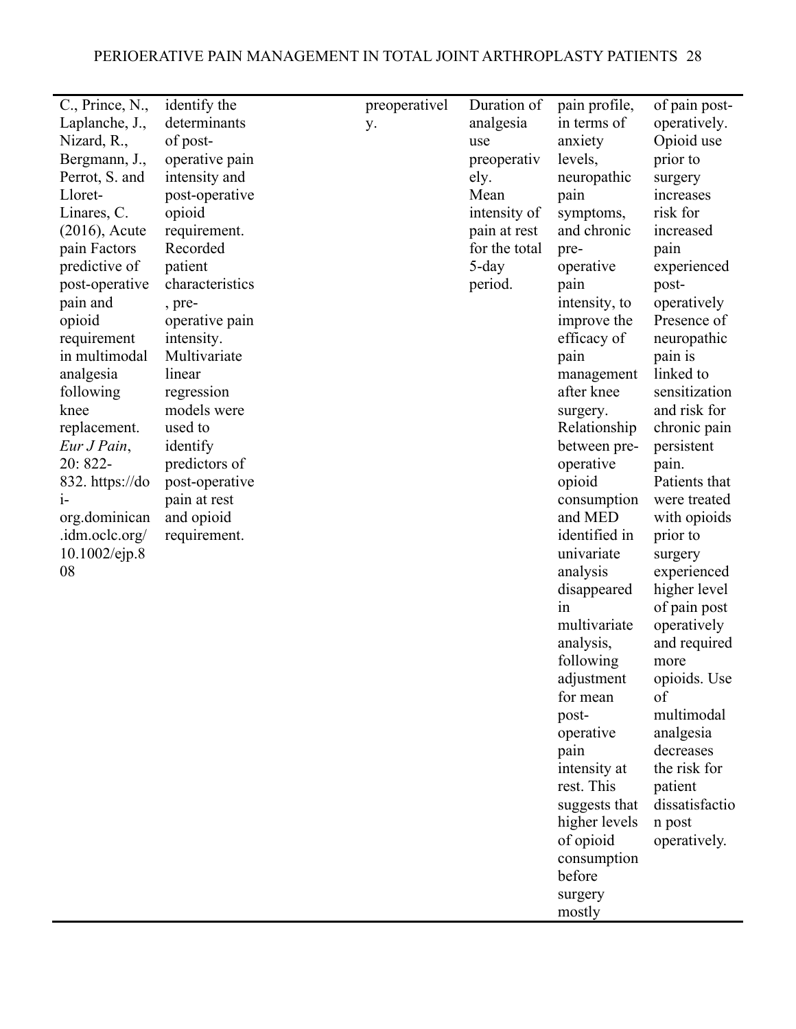| | | | | | |
|---|---|---|---|---|---|
| C., Prince, N., Laplanche, J., Nizard, R., Bergmann, J., Perrot, S. and Lloret-Linares, C. (2016), Acute pain Factors predictive of post-operative pain and opioid requirement in multimodal analgesia following knee replacement. *Eur J Pain*, 20: 822-832. https://doi-org.dominican.idm.oclc.org/10.1002/ejp.808 | identify the determinants of post-operative pain intensity and post-operative opioid requirement. Recorded patient characteristics, pre-operative pain intensity. Multivariate linear regression models were used to identify predictors of post-operative pain at rest and opioid requirement. | preoperatively. | Duration of analgesia use preoperatively. Mean intensity of pain at rest for the total 5-day period. | pain profile, in terms of anxiety levels, neuropathic pain symptoms, and chronic pre-operative pain intensity, to improve the efficacy of pain management after knee surgery. Relationship between pre-operative opioid consumption and MED identified in univariate analysis disappeared in multivariate analysis, following adjustment for mean post-operative pain intensity at rest. This suggests that higher levels of opioid consumption before surgery mostly | of pain post-operatively. Opioid use prior to surgery increases risk for increased pain experienced post-operatively Presence of neuropathic pain is linked to sensitization and risk for chronic pain persistent pain. Patients that were treated with opioids prior to surgery experienced higher level of pain post operatively and required more opioids. Use of multimodal analgesia decreases the risk for patient dissatisfaction post operatively. |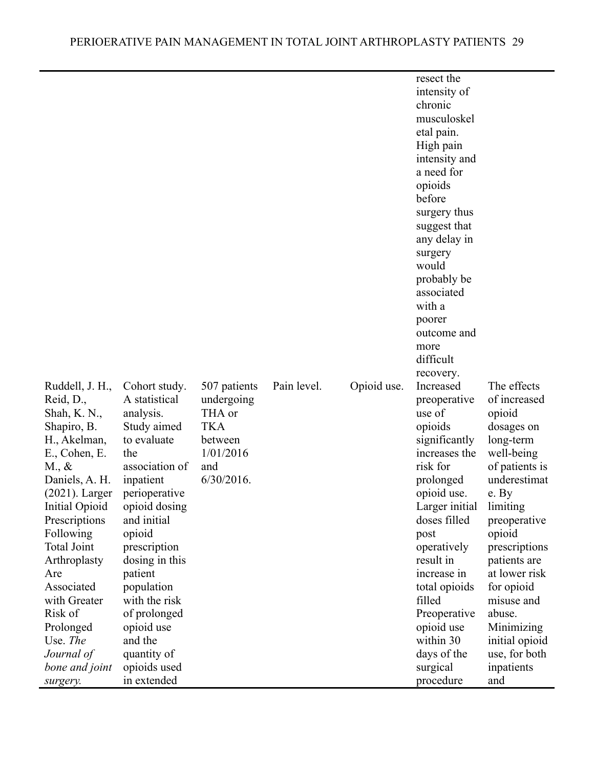|  |  |  |  |  |  |  |
|---|---|---|---|---|---|---|
|  |  |  |  |  | resect the intensity of chronic musculoskeletal pain. High pain intensity and a need for opioids before surgery thus suggest that any delay in surgery would probably be associated with a poorer outcome and more difficult recovery. |  |
| Ruddell, J. H., Reid, D., Shah, K. N., Shapiro, B. H., Akelman, E., Cohen, E. M., & Daniels, A. H. (2021). Larger Initial Opioid Prescriptions Following Total Joint Arthroplasty Are Associated with Greater Risk of Prolonged Use. *The Journal of bone and joint surgery.* | Cohort study. A statistical analysis. Study aimed to evaluate the association of inpatient perioperative opioid dosing and initial opioid prescription dosing in this patient population with the risk of prolonged opioid use and the quantity of opioids used in extended | 507 patients undergoing THA or TKA between 1/01/2016 and 6/30/2016. | Pain level. | Opioid use. | Increased preoperative use of opioids significantly increases the risk for prolonged opioid use. Larger initial doses filled post operatively result in increase in total opioids filled Preoperative opioid use within 30 days of the surgical procedure | The effects of increased opioid dosages on long-term well-being of patients is underestimate. By limiting preoperative opioid prescriptions patients are at lower risk for opioid misuse and abuse. Minimizing initial opioid use, for both inpatients and |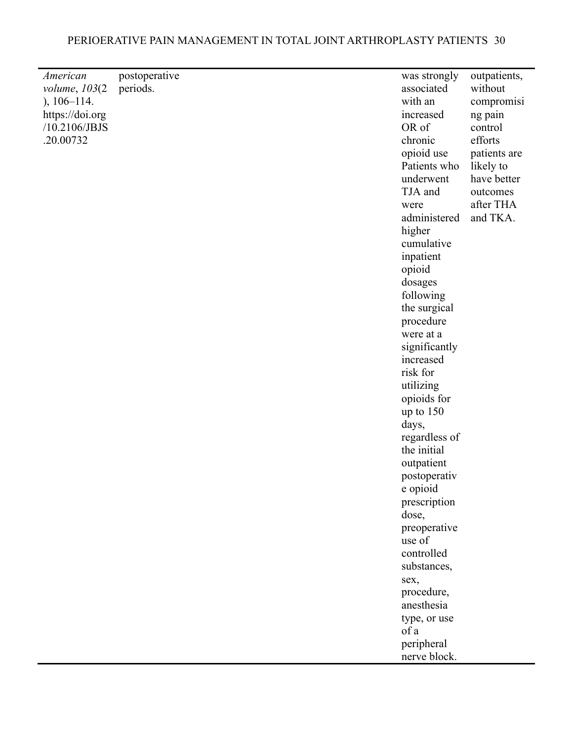| | | | |
|---|---|---|---|
| *American volume*, *103*(2), 106–114. https://doi.org/10.2106/JBJS.20.00732 | postoperative periods. | was strongly associated with an increased OR of chronic opioid use Patients who underwent TJA and were administered higher cumulative inpatient opioid dosages following the surgical procedure were at a significantly increased risk for utilizing opioids for up to 150 days, regardless of the initial outpatient postoperative opioid prescription dose, preoperative use of controlled substances, sex, procedure, anesthesia type, or use of a peripheral nerve block. | outpatients, without compromising pain control efforts patients are likely to have better outcomes after THA and TKA. |